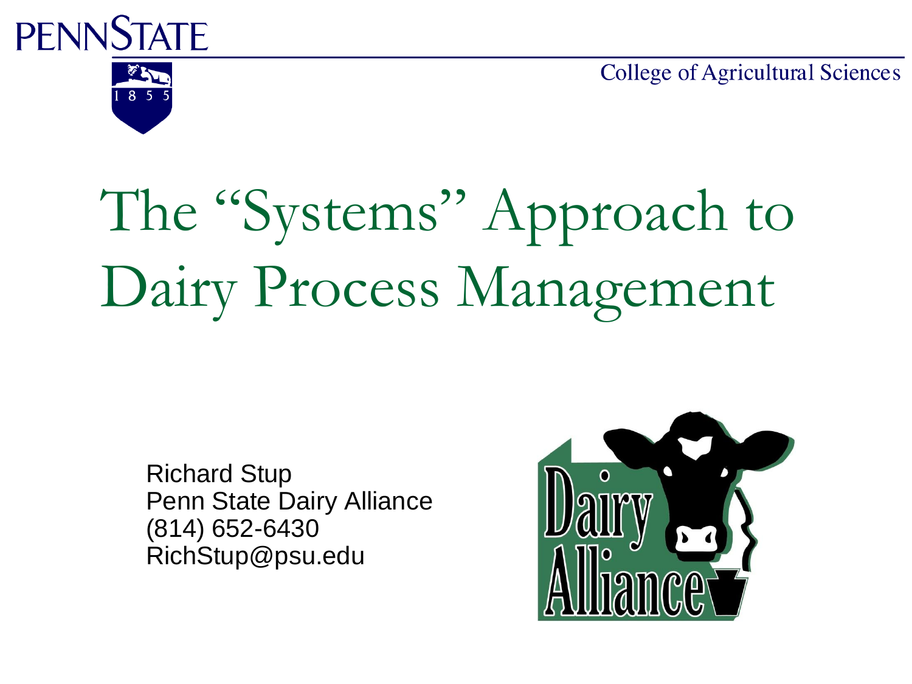PENNSTATE

College of Agricultural Sciences

# The "Systems" Approach to Dairy Process Management

Richard Stup
Penn State Dairy Alliance
(814) 652-6430
RichStup@psu.edu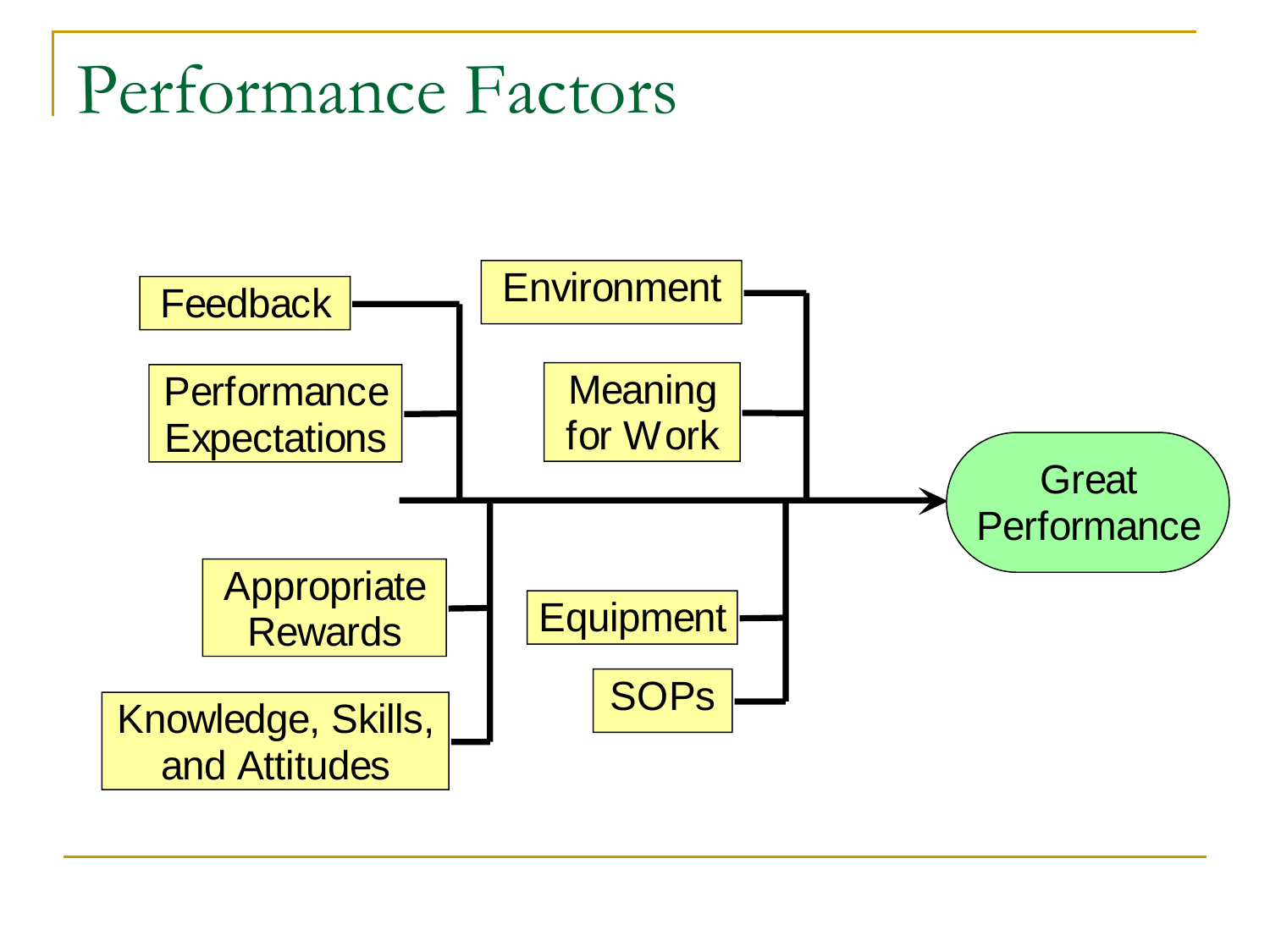# Performance Factors

- Feedback
- Performance Expectations
- Environment
- Meaning for Work
- Appropriate Rewards
- Knowledge, Skills, and Attitudes
- Equipment
- SOPs

Great Performance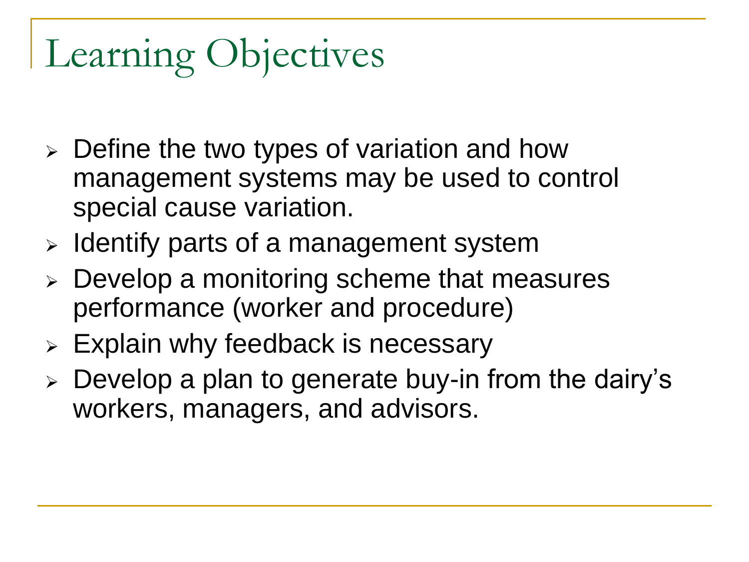# Learning Objectives

- Define the two types of variation and how management systems may be used to control special cause variation.
- Identify parts of a management system
- Develop a monitoring scheme that measures performance (worker and procedure)
- Explain why feedback is necessary
- Develop a plan to generate buy-in from the dairy's workers, managers, and advisors.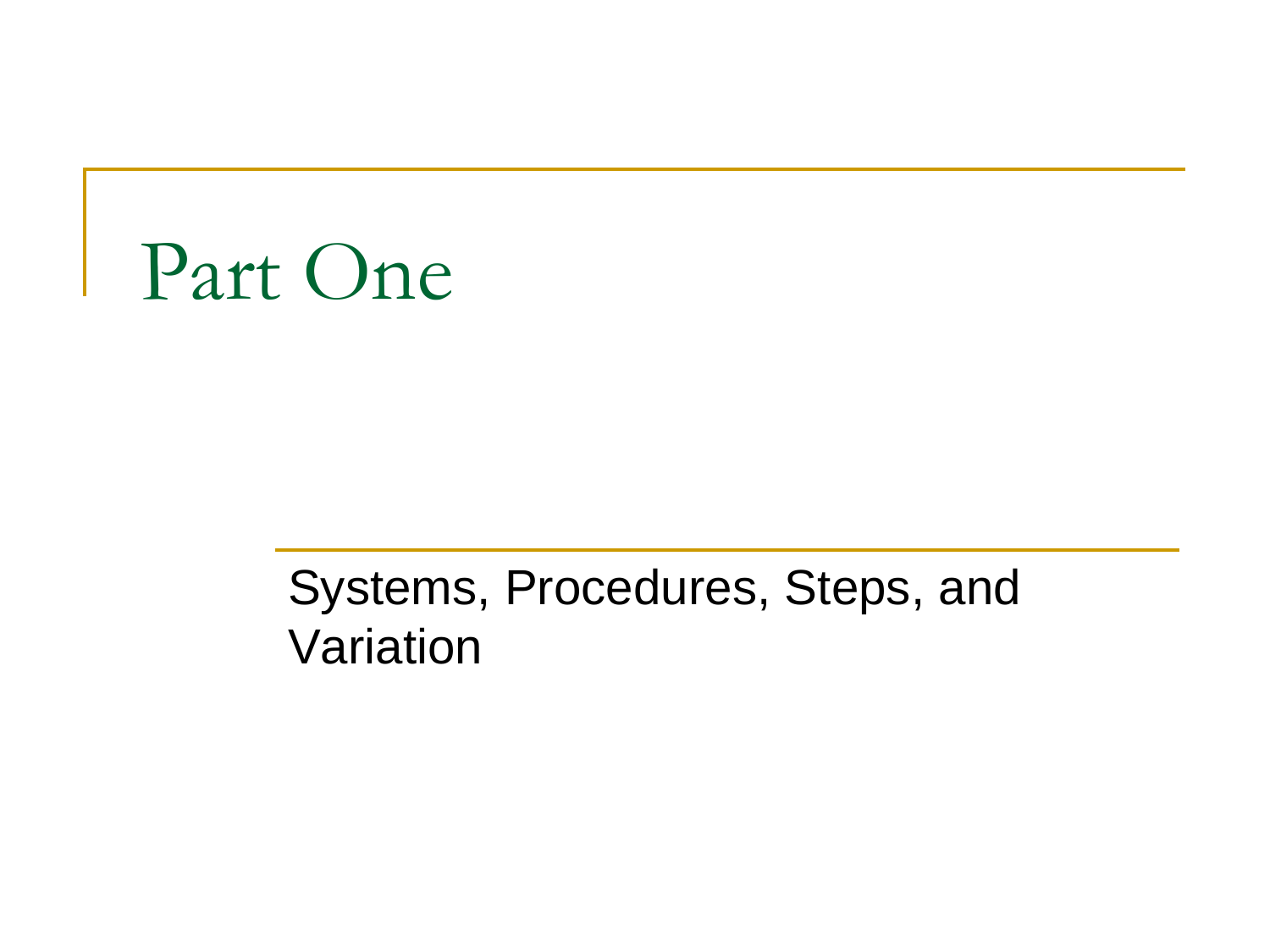# Part One

Systems, Procedures, Steps, and Variation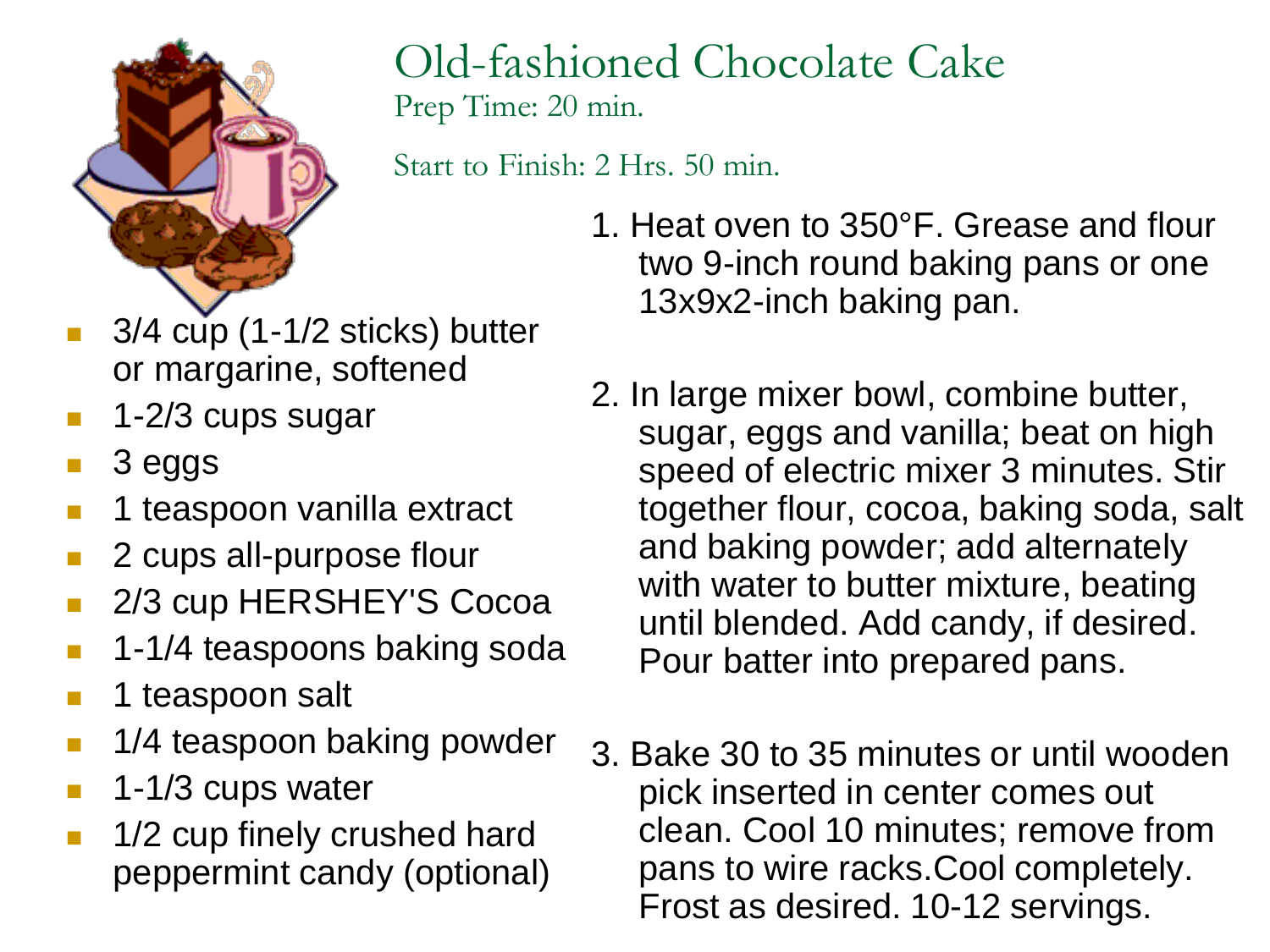# Old-fashioned Chocolate Cake

Prep Time: 20 min.

Start to Finish: 2 Hrs. 50 min.

- 3/4 cup (1-1/2 sticks) butter or margarine, softened
- 1-2/3 cups sugar
- 3 eggs
- 1 teaspoon vanilla extract
- 2 cups all-purpose flour
- 2/3 cup HERSHEY'S Cocoa
- 1-1/4 teaspoons baking soda
- 1 teaspoon salt
- 1/4 teaspoon baking powder
- 1-1/3 cups water
- 1/2 cup finely crushed hard peppermint candy (optional)

1. Heat oven to 350°F. Grease and flour two 9-inch round baking pans or one 13x9x2-inch baking pan.

2. In large mixer bowl, combine butter, sugar, eggs and vanilla; beat on high speed of electric mixer 3 minutes. Stir together flour, cocoa, baking soda, salt and baking powder; add alternately with water to butter mixture, beating until blended. Add candy, if desired. Pour batter into prepared pans.

3. Bake 30 to 35 minutes or until wooden pick inserted in center comes out clean. Cool 10 minutes; remove from pans to wire racks.Cool completely. Frost as desired. 10-12 servings.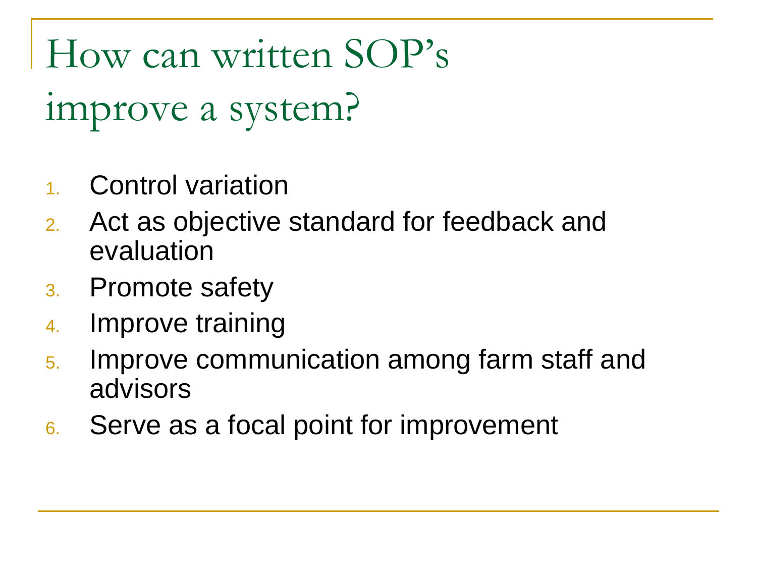# How can written SOP's improve a system?

1. Control variation
2. Act as objective standard for feedback and evaluation
3. Promote safety
4. Improve training
5. Improve communication among farm staff and advisors
6. Serve as a focal point for improvement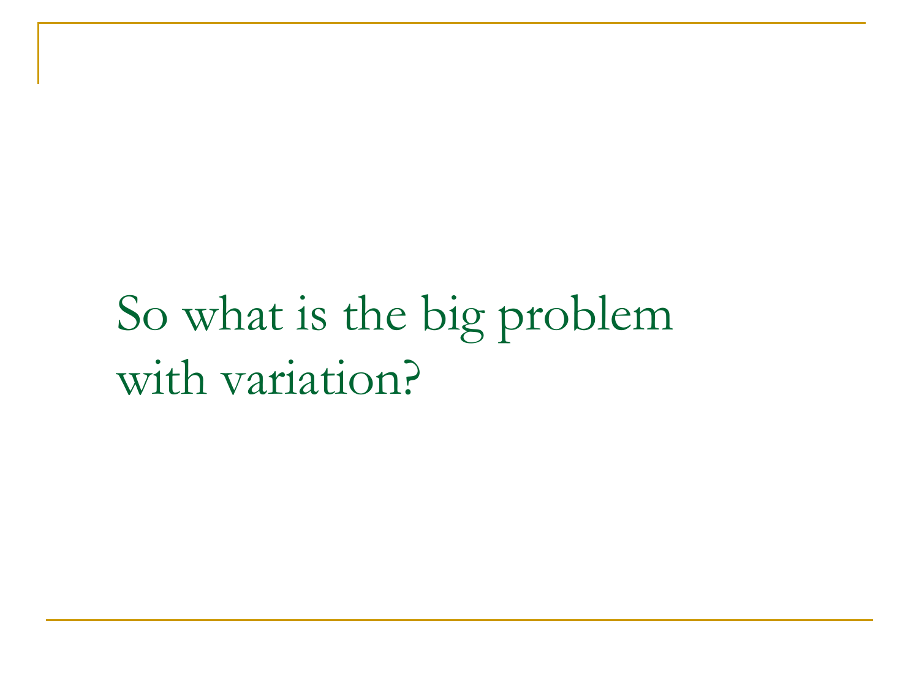# So what is the big problem with variation?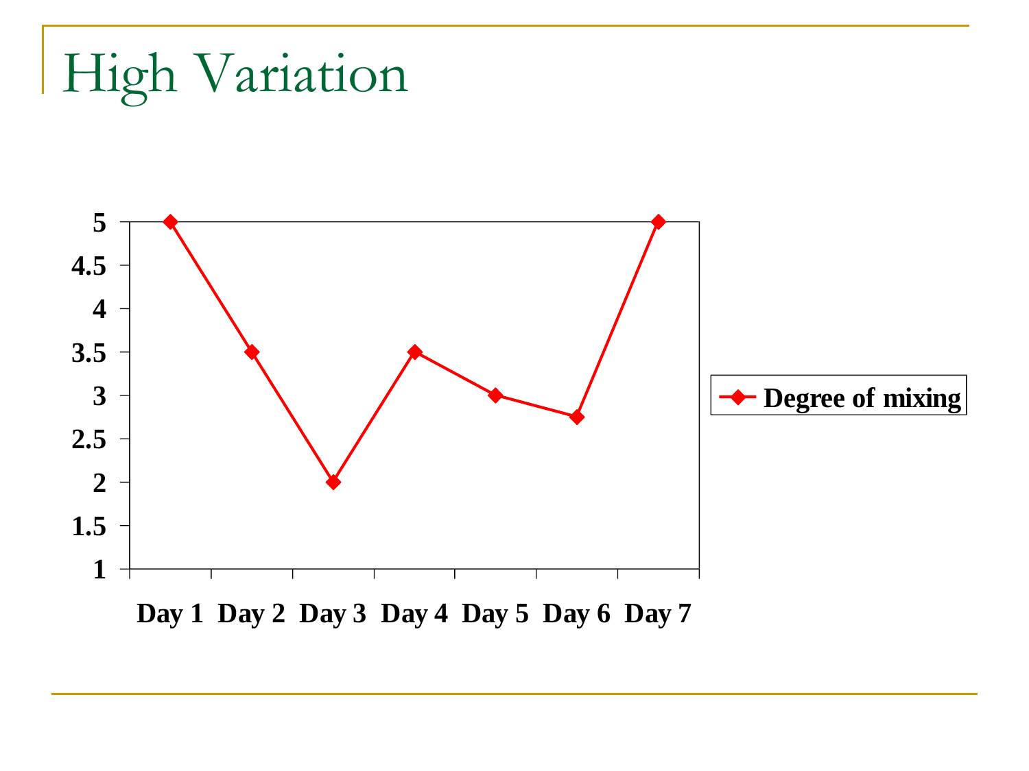# High Variation

| | Day 1 | Day 2 | Day 3 | Day 4 | Day 5 | Day 6 | Day 7 |
|---|---|---|---|---|---|---|---|
| Degree of mixing | 5 | 3.5 | 2 | 3.5 | 3 | 2.75 | 5 |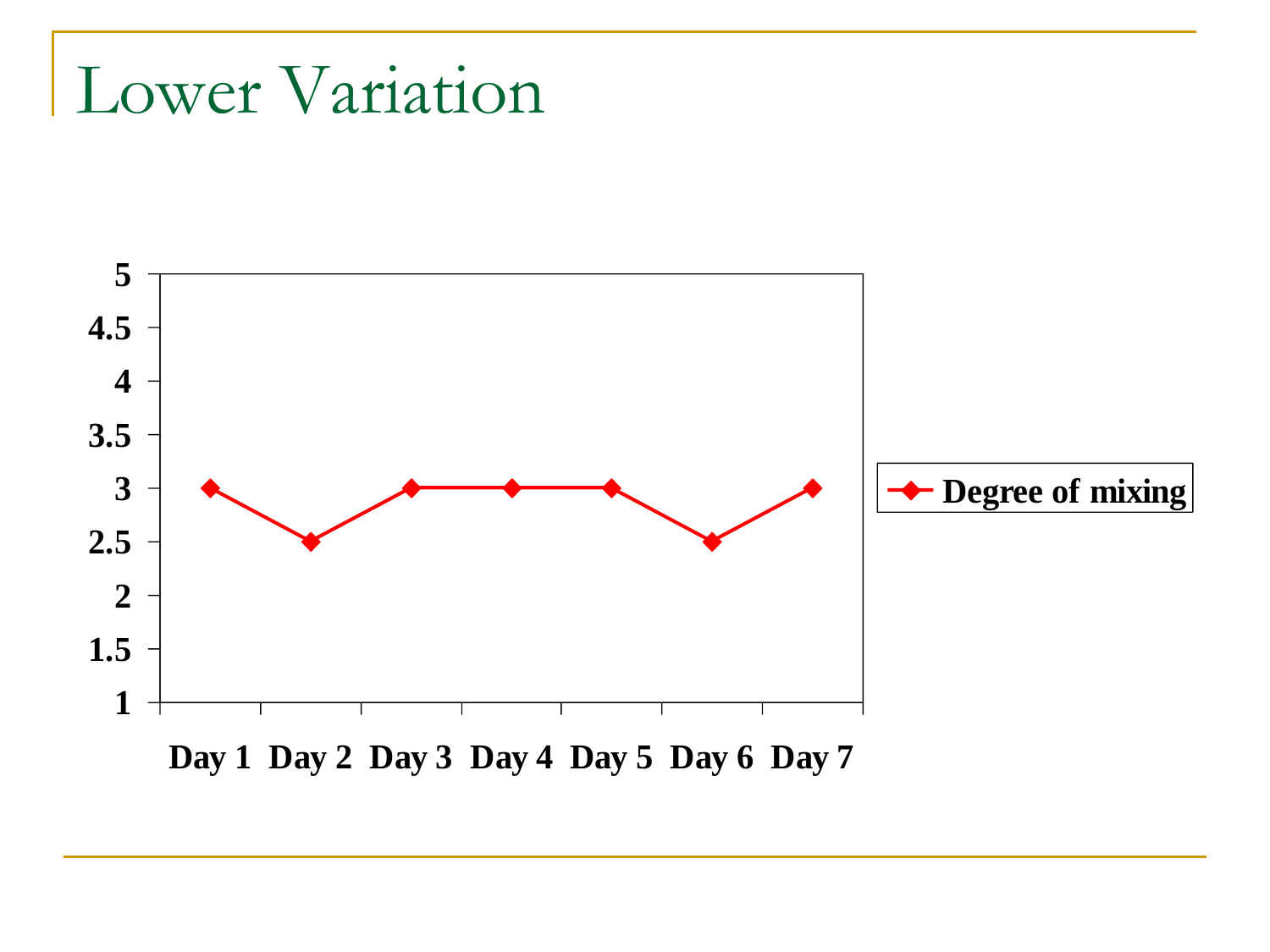# Lower Variation

| | Day 1 | Day 2 | Day 3 | Day 4 | Day 5 | Day 6 | Day 7 |
|---|---|---|---|---|---|---|---|
| Degree of mixing | 3 | 2.5 | 3 | 3 | 3 | 2.5 | 3 |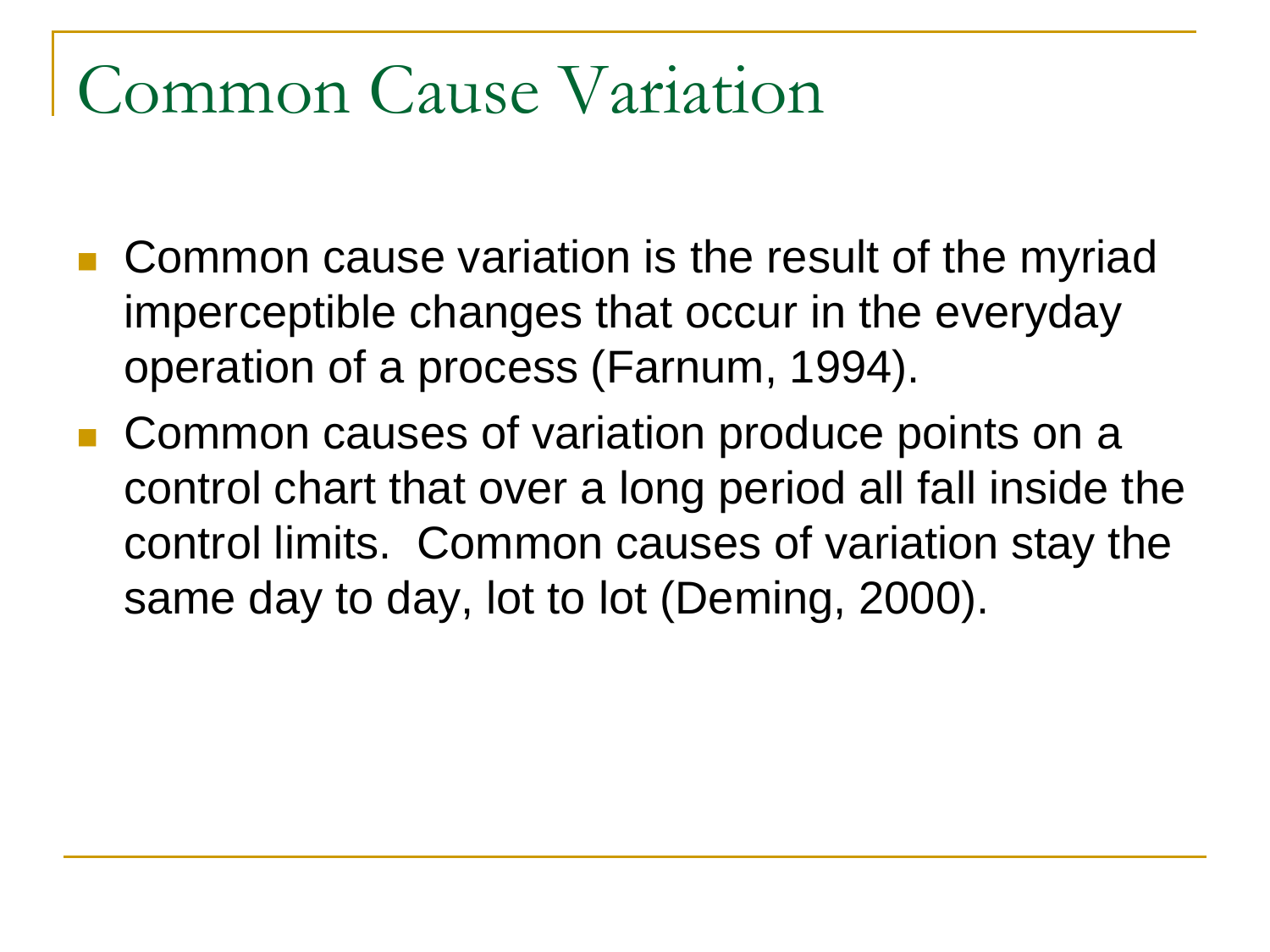# Common Cause Variation

- Common cause variation is the result of the myriad imperceptible changes that occur in the everyday operation of a process (Farnum, 1994).
- Common causes of variation produce points on a control chart that over a long period all fall inside the control limits. Common causes of variation stay the same day to day, lot to lot (Deming, 2000).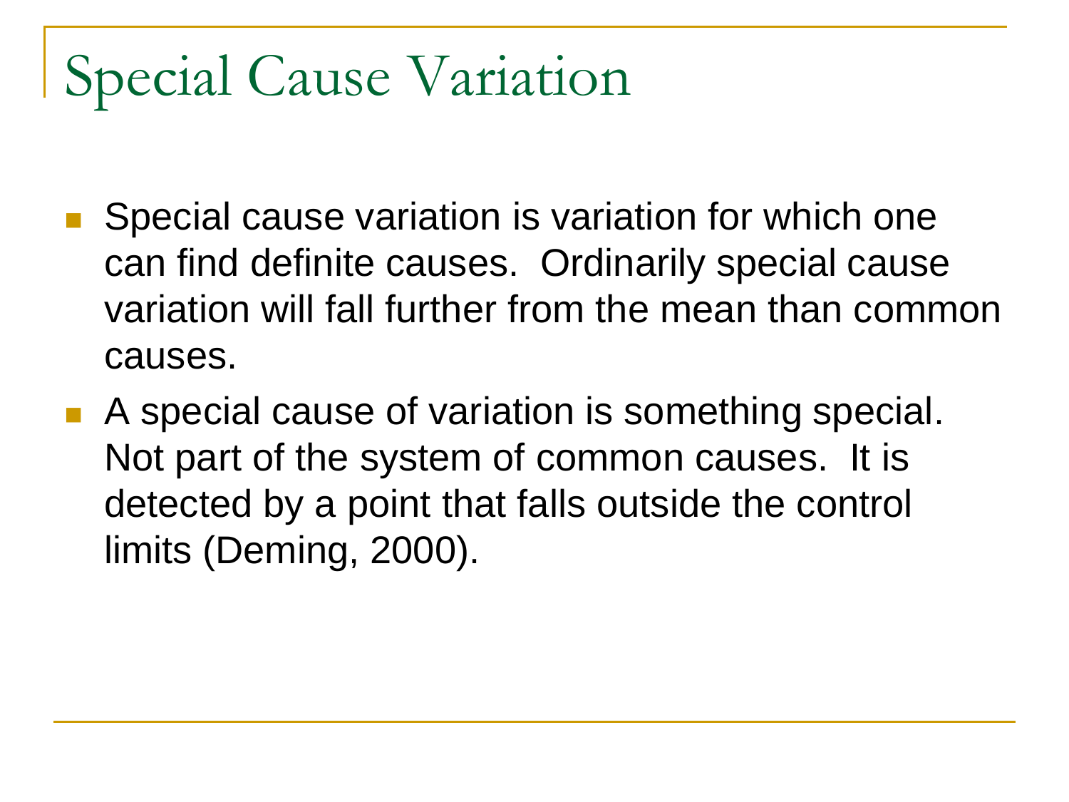# Special Cause Variation

- Special cause variation is variation for which one can find definite causes. Ordinarily special cause variation will fall further from the mean than common causes.
- A special cause of variation is something special. Not part of the system of common causes. It is detected by a point that falls outside the control limits (Deming, 2000).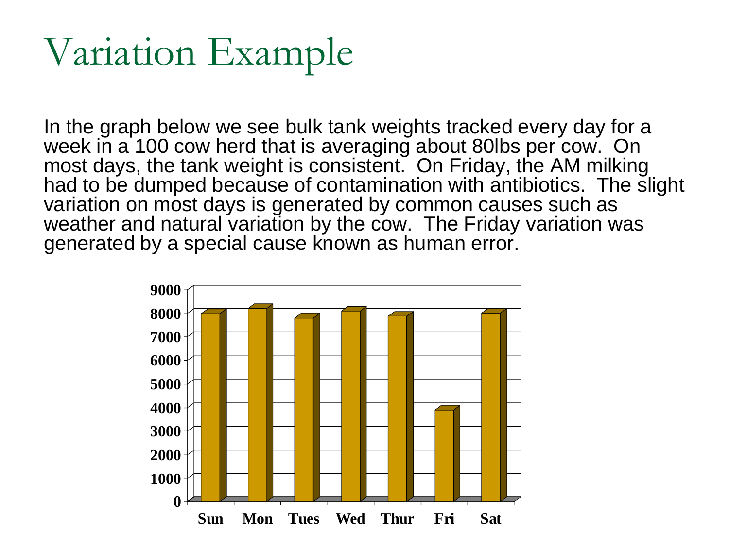# Variation Example

In the graph below we see bulk tank weights tracked every day for a week in a 100 cow herd that is averaging about 80lbs per cow. On most days, the tank weight is consistent. On Friday, the AM milking had to be dumped because of contamination with antibiotics. The slight variation on most days is generated by common causes such as weather and natural variation by the cow. The Friday variation was generated by a special cause known as human error.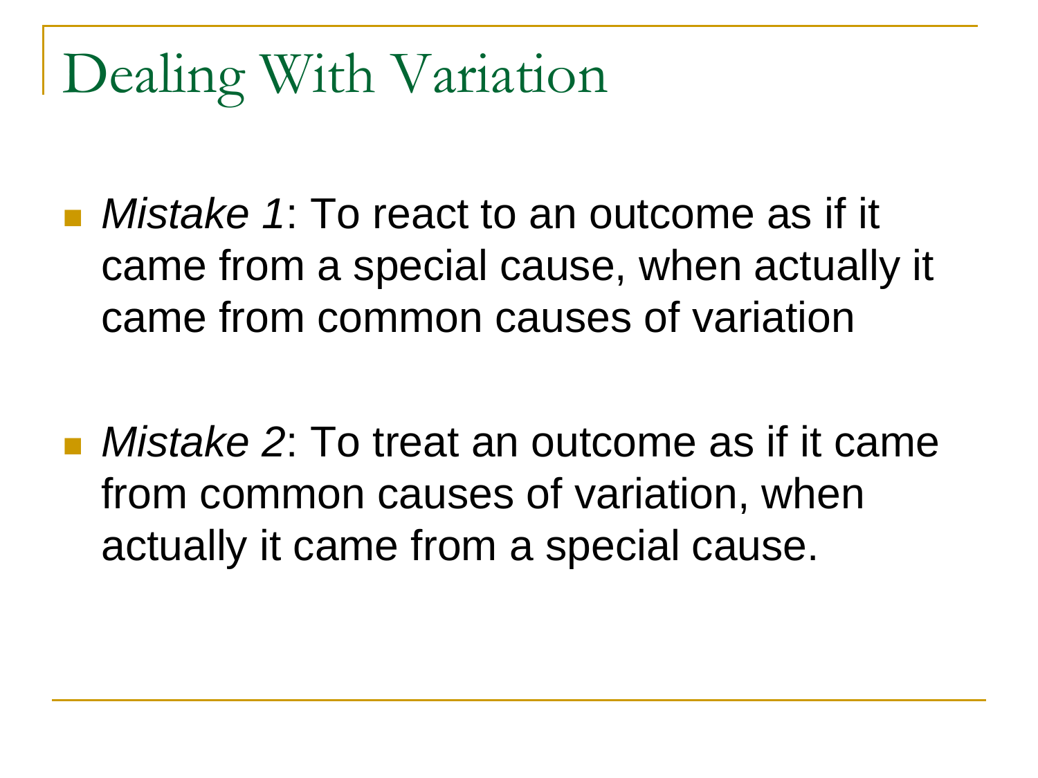# Dealing With Variation

- *Mistake 1*: To react to an outcome as if it came from a special cause, when actually it came from common causes of variation
- *Mistake 2*: To treat an outcome as if it came from common causes of variation, when actually it came from a special cause.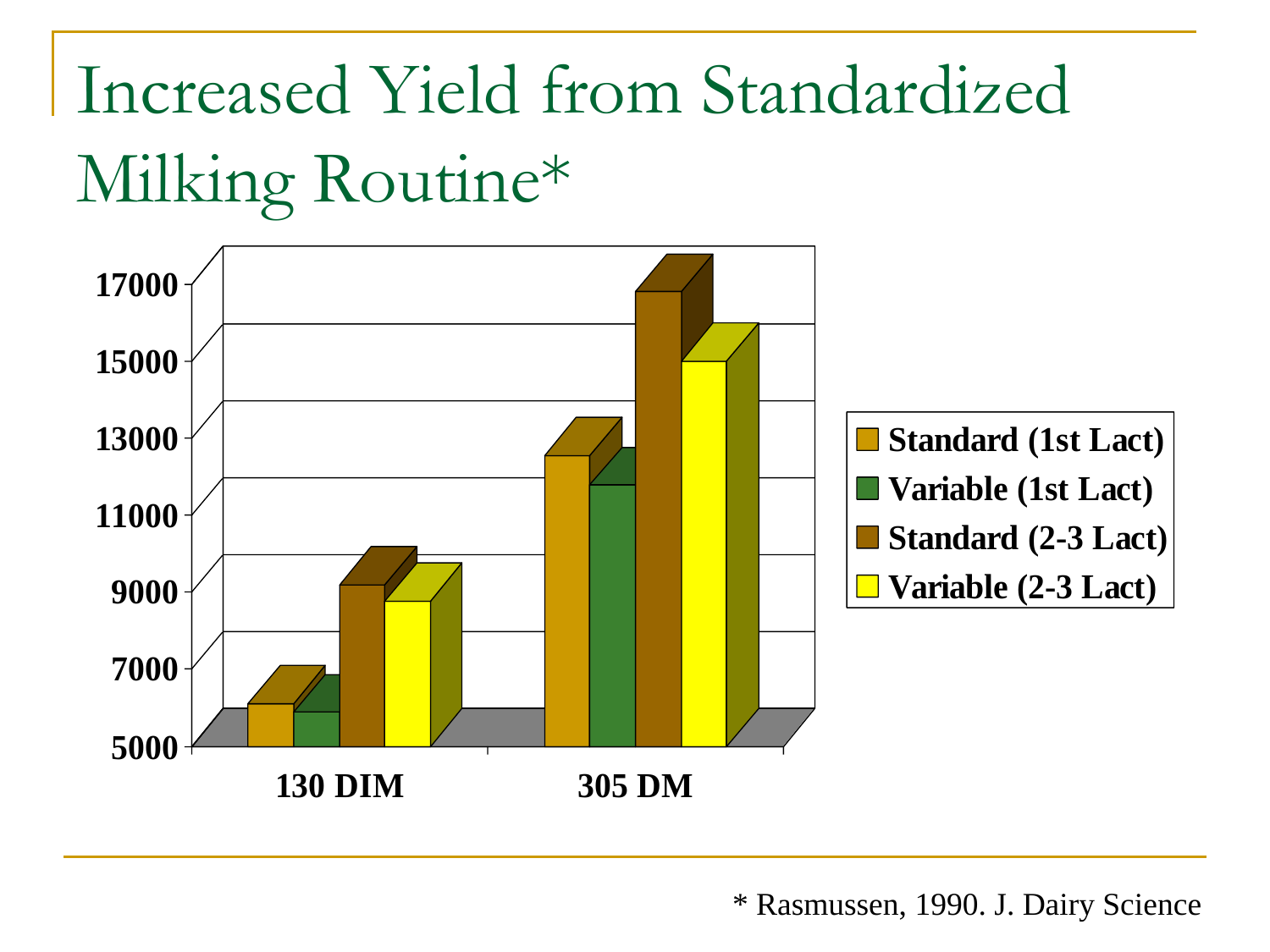# Increased Yield from Standardized Milking Routine*

| | Standard (1st Lact) | Variable (1st Lact) | Standard (2-3 Lact) | Variable (2-3 Lact) |
|---|---|---|---|---|
| 130 DIM | ~6000 | ~5800 | ~9000 | ~8600 |
| 305 DM | ~12300 | ~11600 | ~16600 | ~14800 |

\* Rasmussen, 1990. J. Dairy Science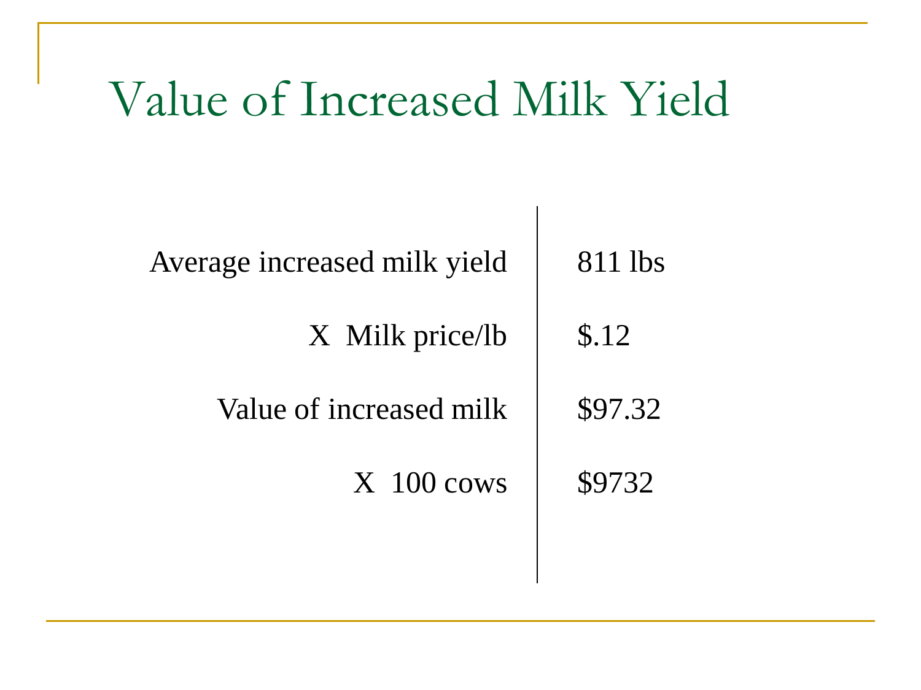# Value of Increased Milk Yield

| | |
|---|---|
| Average increased milk yield | 811 lbs |
| X Milk price/lb | $.12 |
| Value of increased milk | $97.32 |
| X 100 cows | $9732 |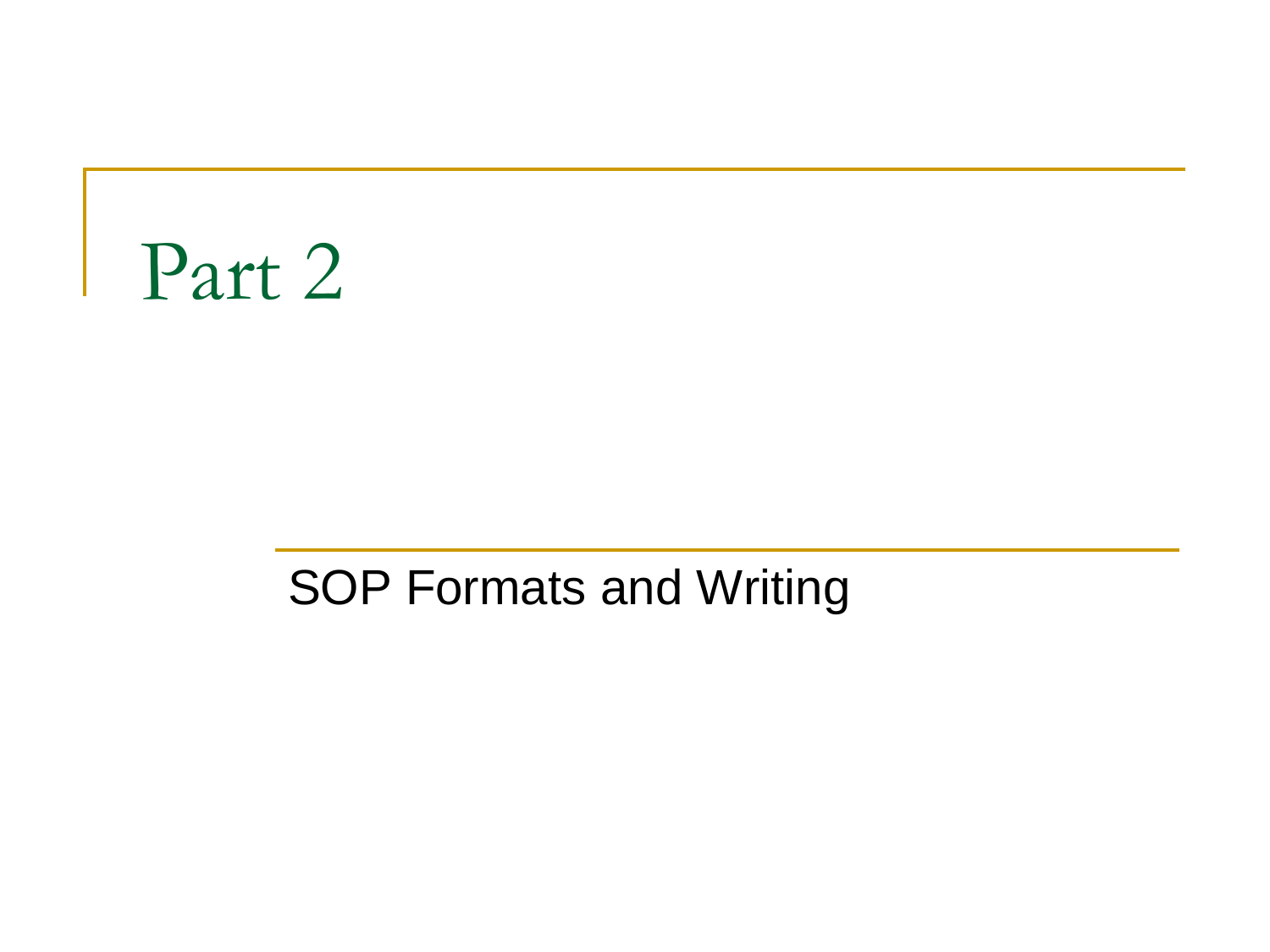# Part 2

SOP Formats and Writing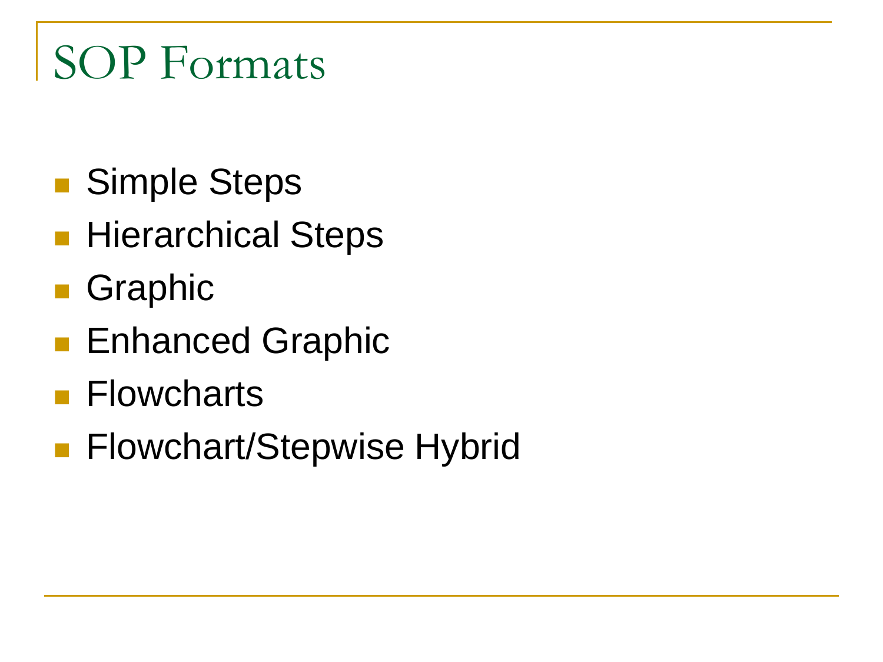# SOP Formats

- Simple Steps
- Hierarchical Steps
- Graphic
- Enhanced Graphic
- Flowcharts
- Flowchart/Stepwise Hybrid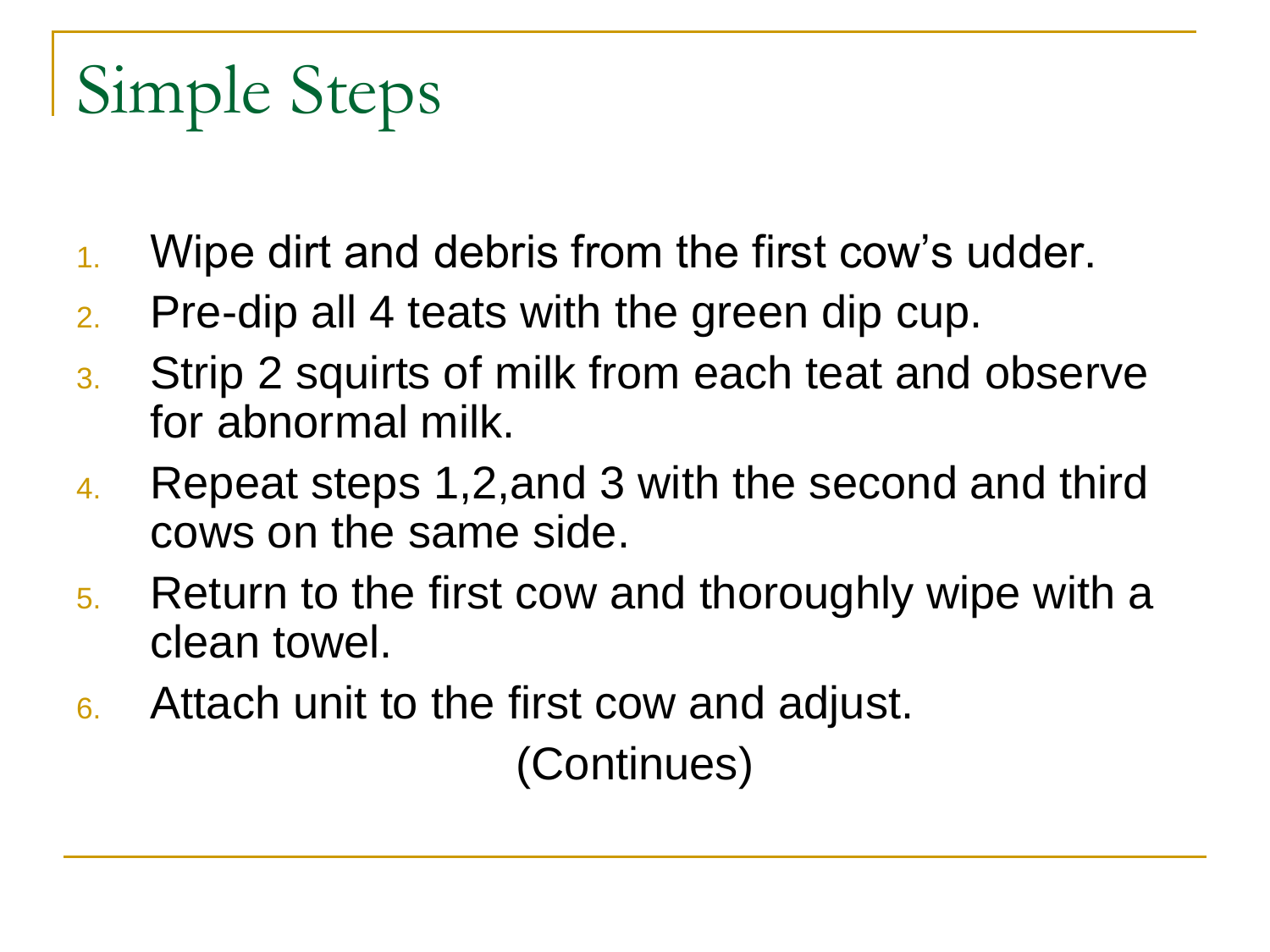# Simple Steps

1. Wipe dirt and debris from the first cow's udder.
2. Pre-dip all 4 teats with the green dip cup.
3. Strip 2 squirts of milk from each teat and observe for abnormal milk.
4. Repeat steps 1,2,and 3 with the second and third cows on the same side.
5. Return to the first cow and thoroughly wipe with a clean towel.
6. Attach unit to the first cow and adjust.

(Continues)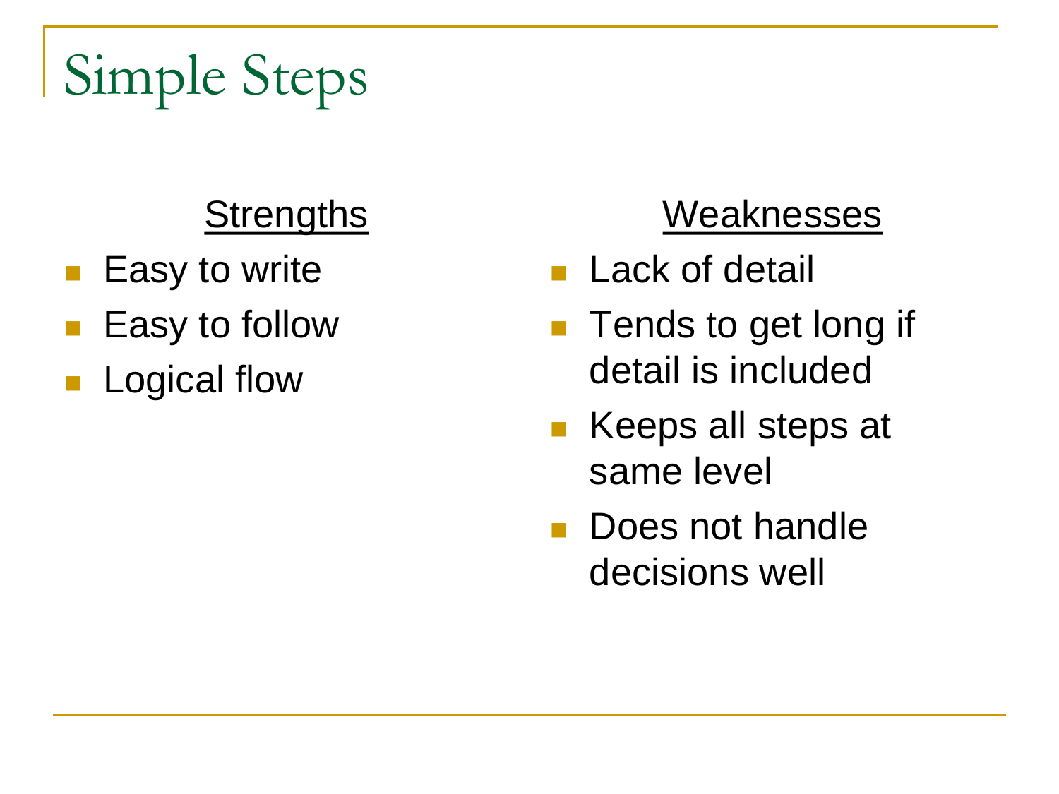# Simple Steps

**Strengths**

- Easy to write
- Easy to follow
- Logical flow

**Weaknesses**

- Lack of detail
- Tends to get long if detail is included
- Keeps all steps at same level
- Does not handle decisions well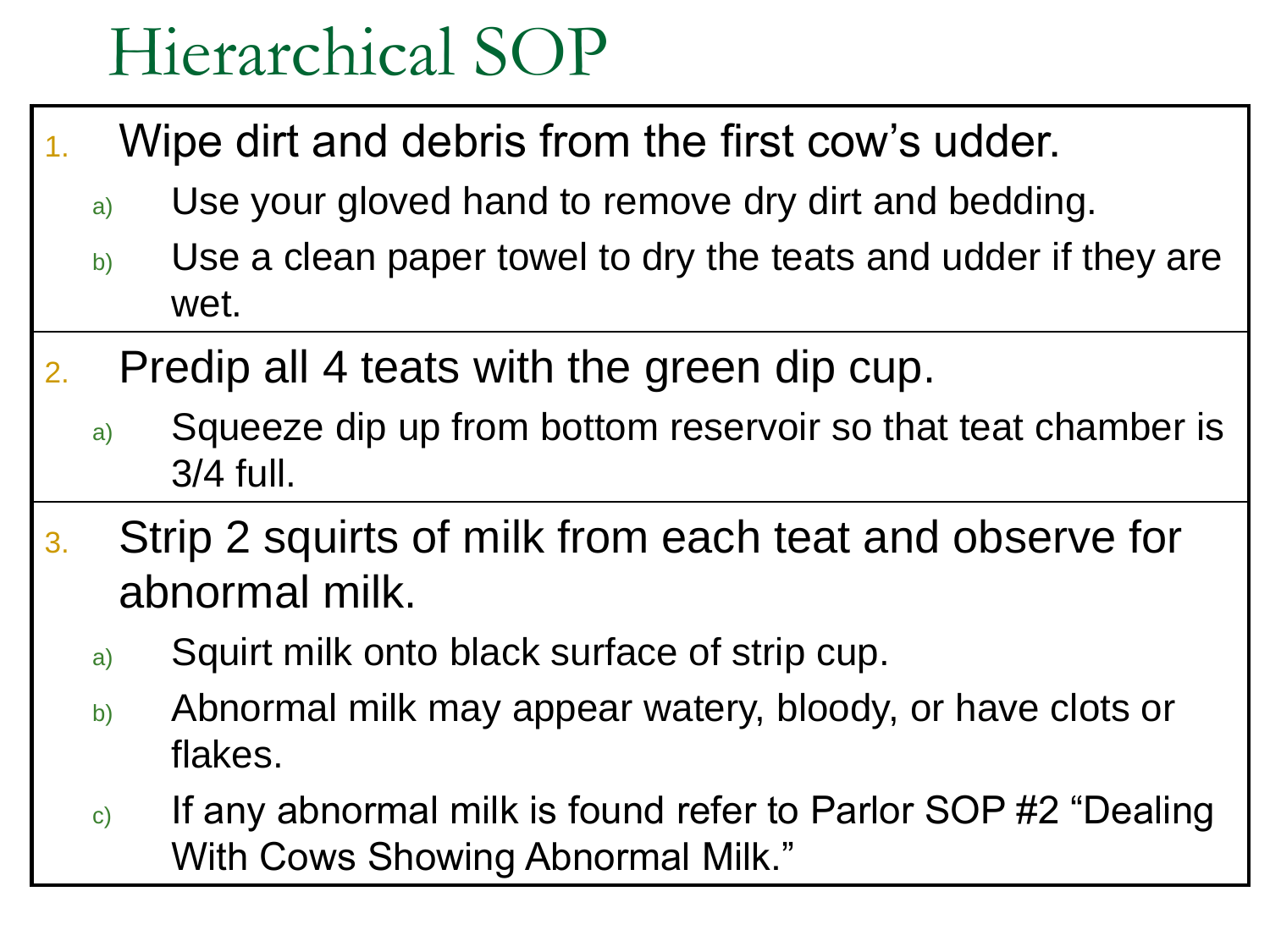# Hierarchical SOP

1. Wipe dirt and debris from the first cow's udder.
   a) Use your gloved hand to remove dry dirt and bedding.
   b) Use a clean paper towel to dry the teats and udder if they are wet.
2. Predip all 4 teats with the green dip cup.
   a) Squeeze dip up from bottom reservoir so that teat chamber is 3/4 full.
3. Strip 2 squirts of milk from each teat and observe for abnormal milk.
   a) Squirt milk onto black surface of strip cup.
   b) Abnormal milk may appear watery, bloody, or have clots or flakes.
   c) If any abnormal milk is found refer to Parlor SOP #2 "Dealing With Cows Showing Abnormal Milk."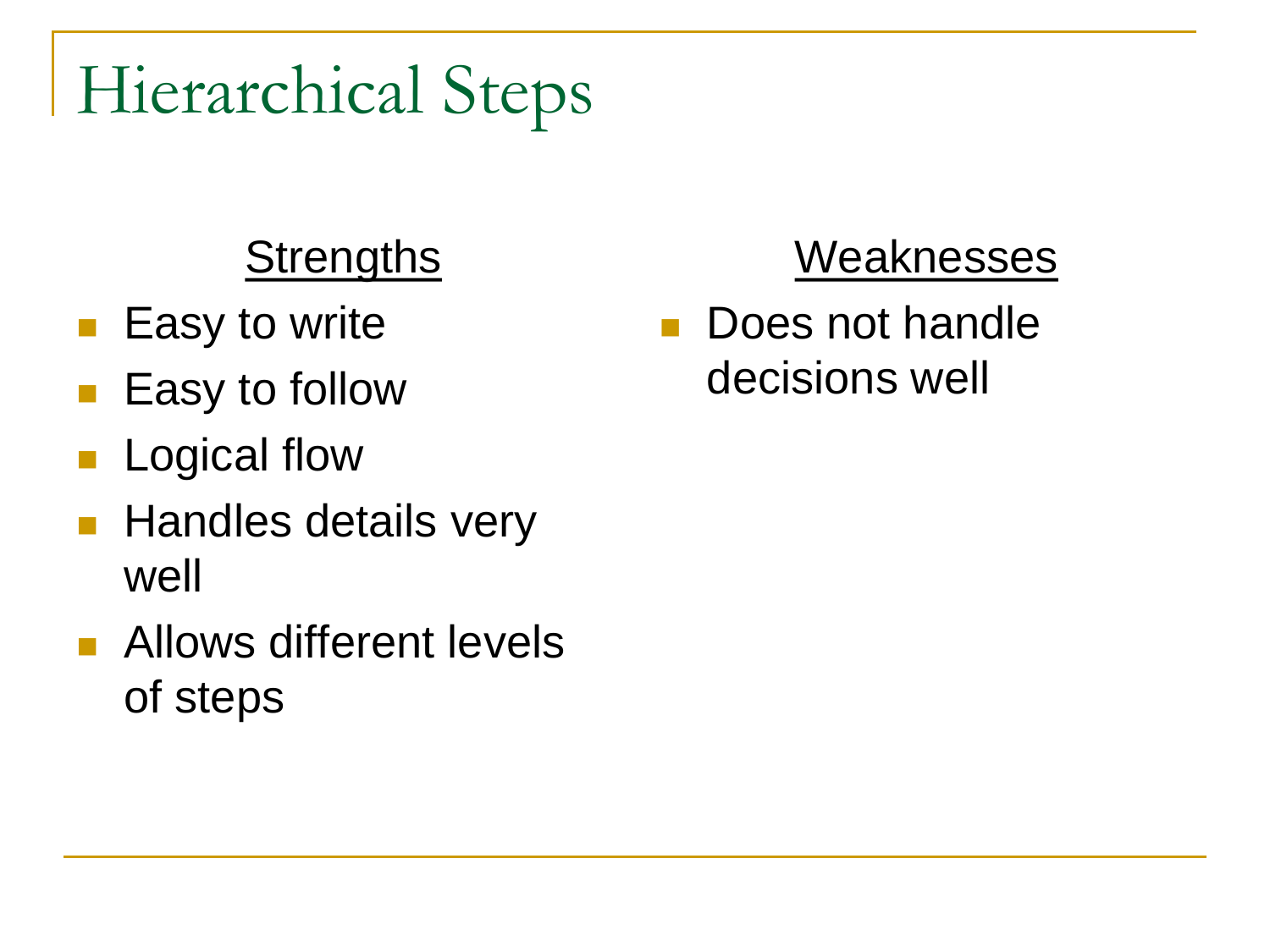# Hierarchical Steps

**Strengths**

- Easy to write
- Easy to follow
- Logical flow
- Handles details very well
- Allows different levels of steps

**Weaknesses**

- Does not handle decisions well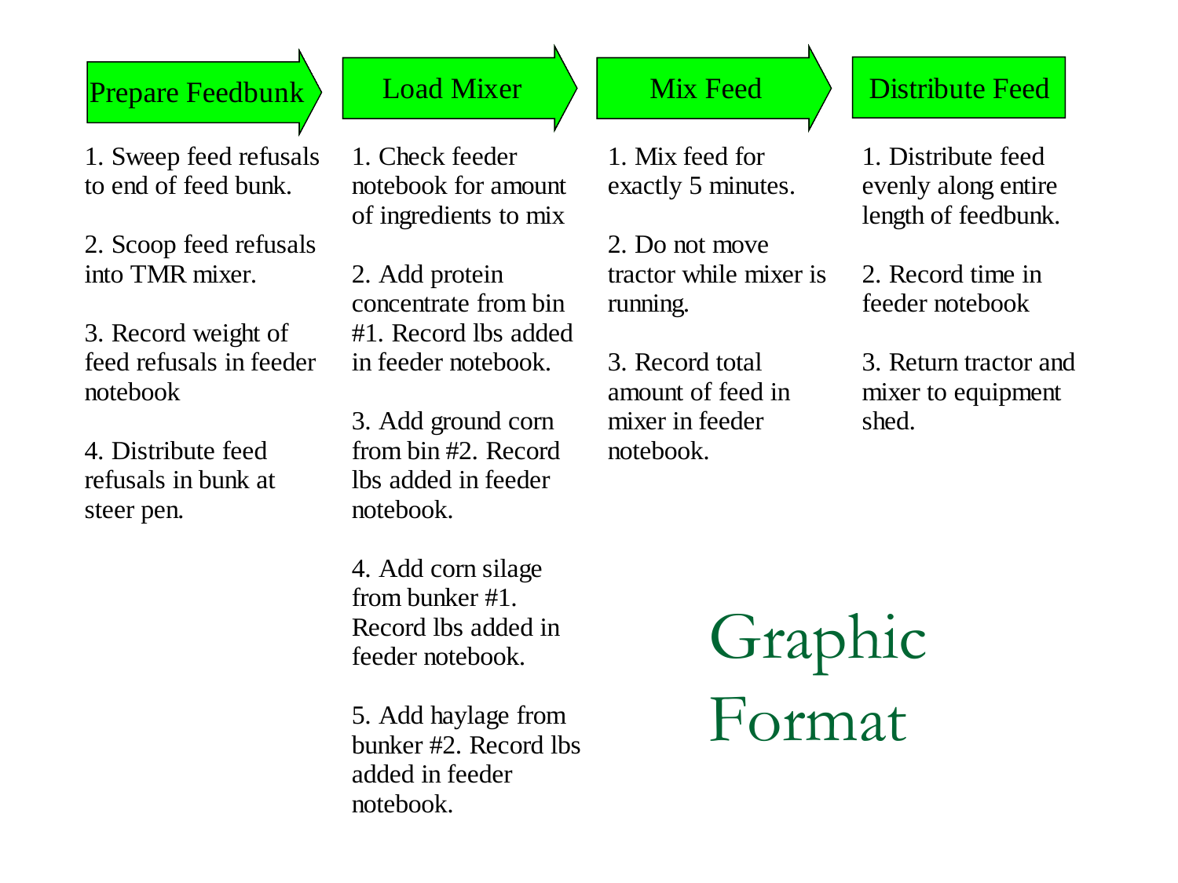# Graphic Format

## Prepare Feedbunk

1. Sweep feed refusals to end of feed bunk.
2. Scoop feed refusals into TMR mixer.
3. Record weight of feed refusals in feeder notebook
4. Distribute feed refusals in bunk at steer pen.

## Load Mixer

1. Check feeder notebook for amount of ingredients to mix
2. Add protein concentrate from bin #1. Record lbs added in feeder notebook.
3. Add ground corn from bin #2. Record lbs added in feeder notebook.
4. Add corn silage from bunker #1. Record lbs added in feeder notebook.
5. Add haylage from bunker #2. Record lbs added in feeder notebook.

## Mix Feed

1. Mix feed for exactly 5 minutes.
2. Do not move tractor while mixer is running.
3. Record total amount of feed in mixer in feeder notebook.

## Distribute Feed

1. Distribute feed evenly along entire length of feedbunk.
2. Record time in feeder notebook
3. Return tractor and mixer to equipment shed.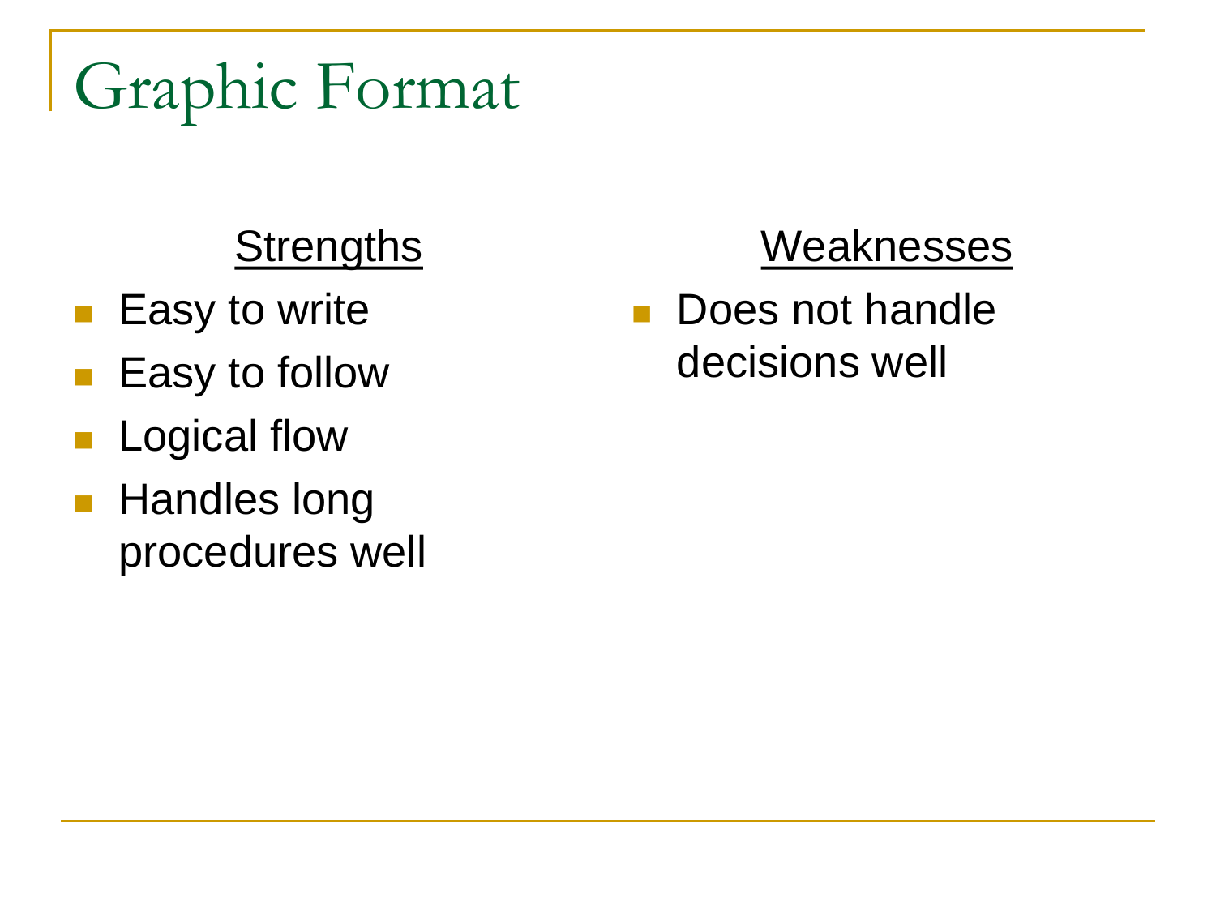# Graphic Format

<u>Strengths</u>

- Easy to write
- Easy to follow
- Logical flow
- Handles long procedures well

<u>Weaknesses</u>

- Does not handle decisions well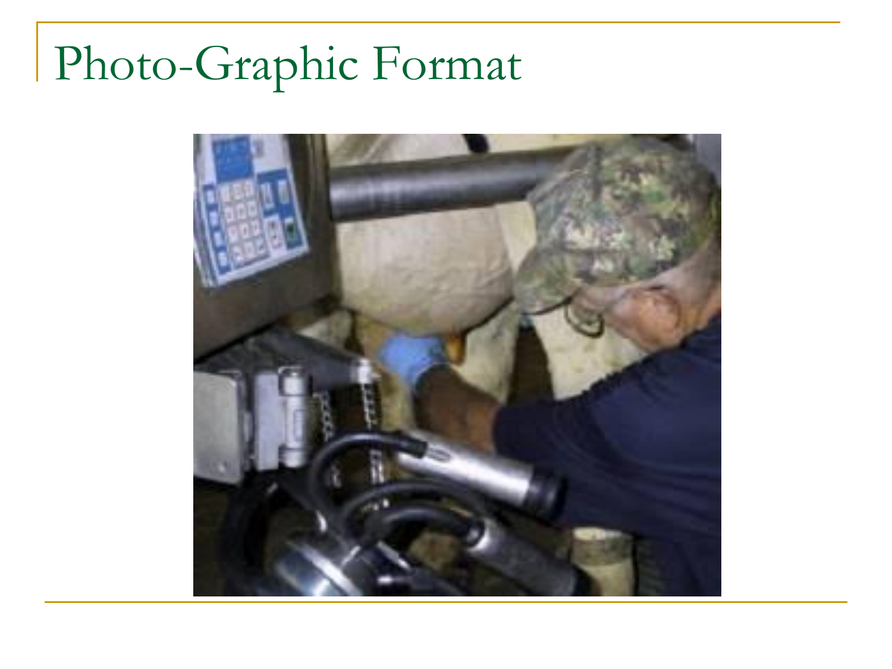# Photo-Graphic Format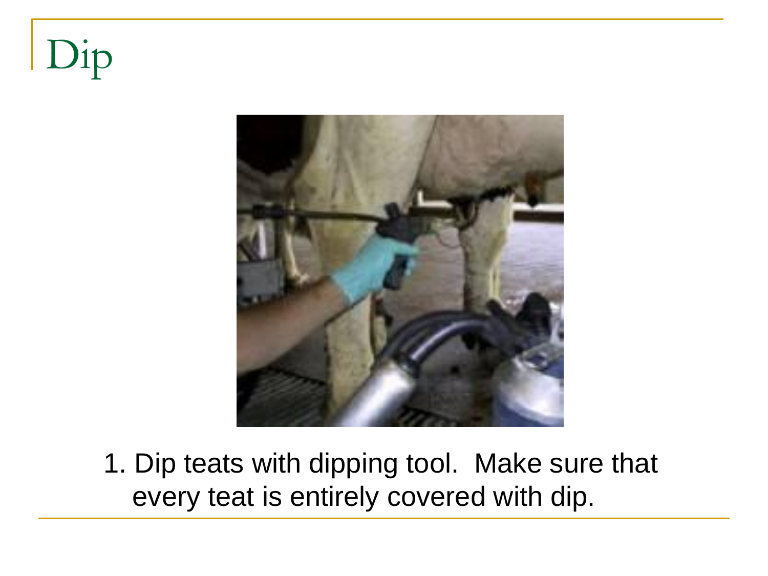# Dip

1. Dip teats with dipping tool. Make sure that every teat is entirely covered with dip.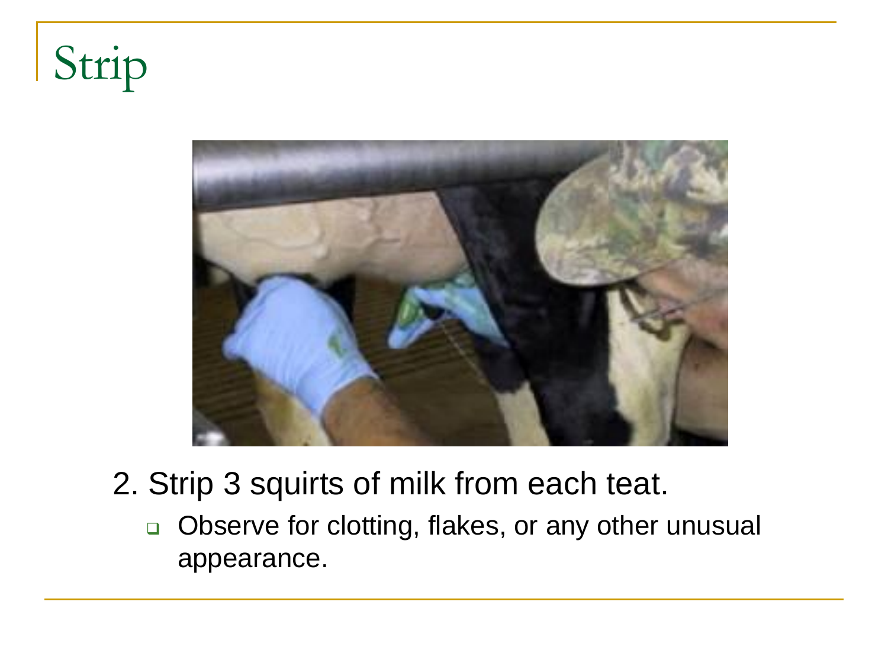# Strip

2. Strip 3 squirts of milk from each teat.
   - Observe for clotting, flakes, or any other unusual appearance.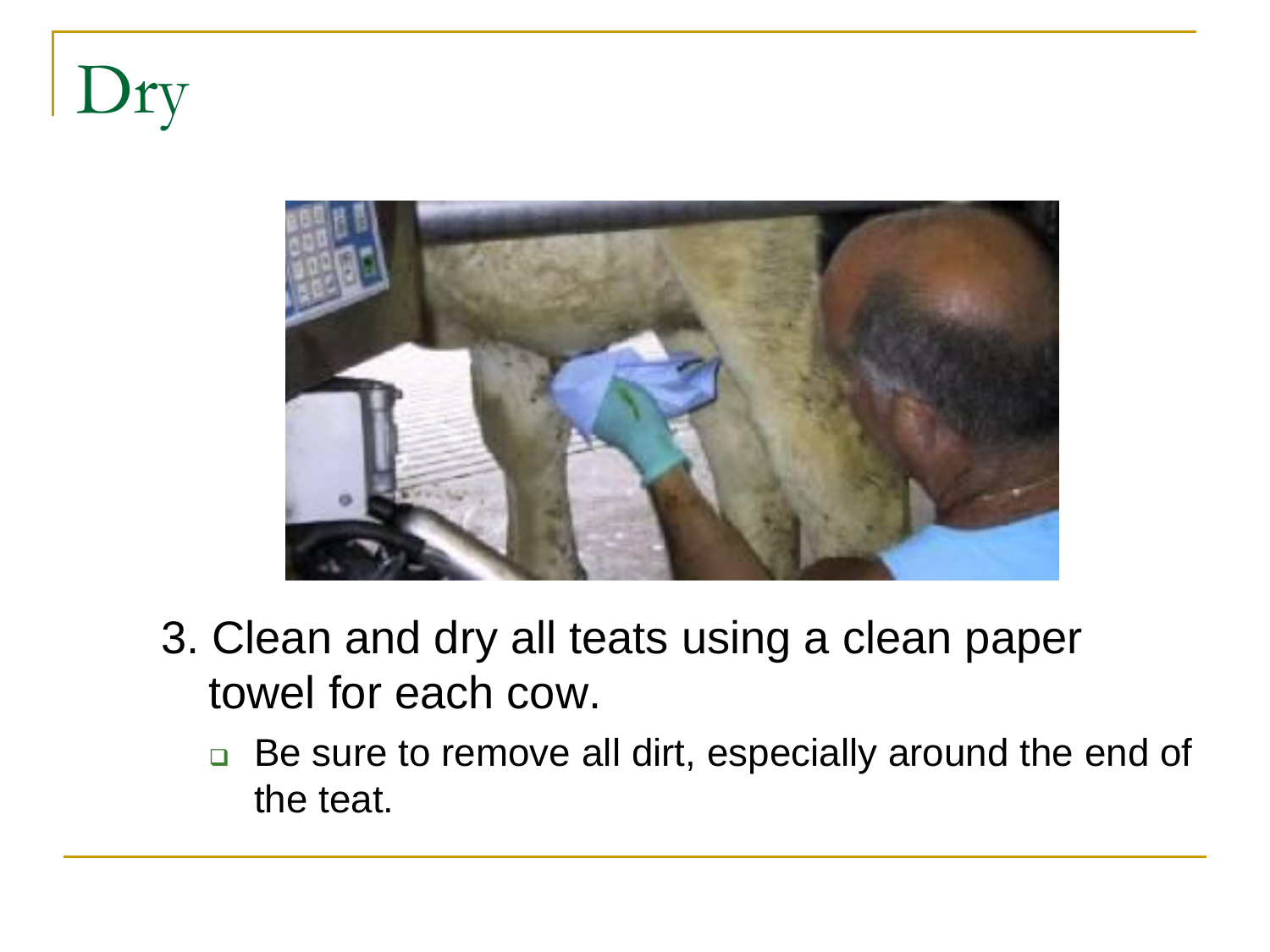# Dry

3. Clean and dry all teats using a clean paper towel for each cow.
   - Be sure to remove all dirt, especially around the end of the teat.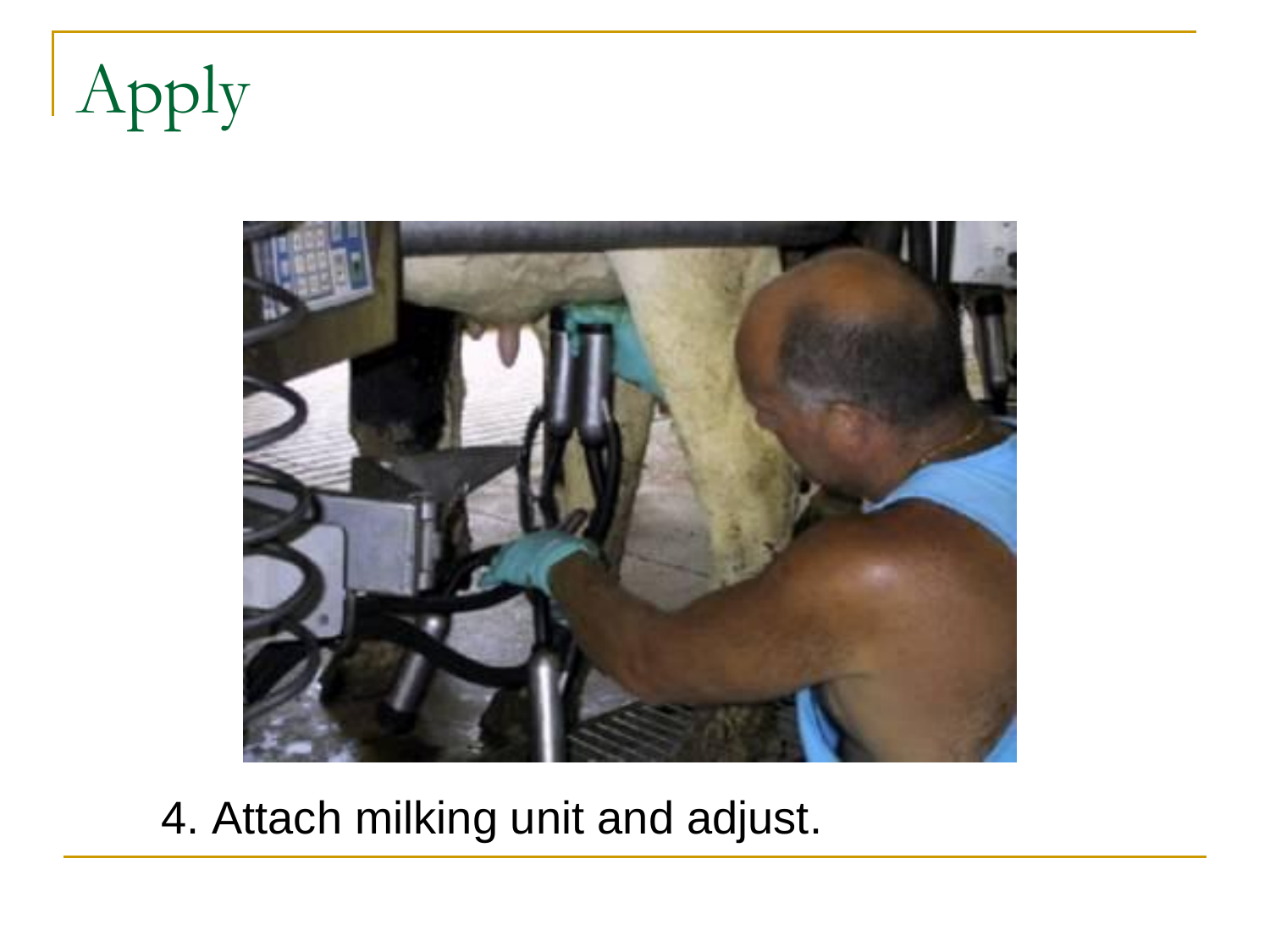# Apply

4. Attach milking unit and adjust.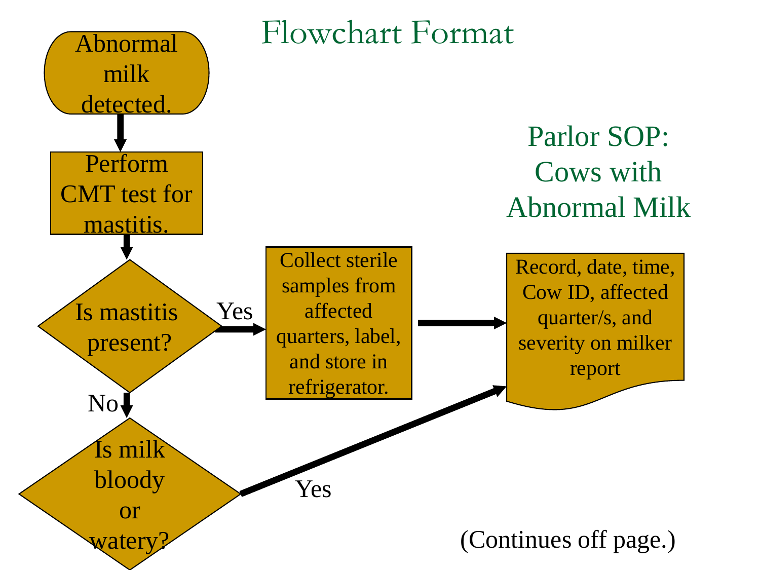# Flowchart Format

## Parlor SOP: Cows with Abnormal Milk

- Abnormal milk detected.
- Perform CMT test for mastitis.
- Is mastitis present?
  - Yes → Collect sterile samples from affected quarters, label, and store in refrigerator. → Record, date, time, Cow ID, affected quarter/s, and severity on milker report
  - No → Is milk bloody or watery?
    - Yes → Record, date, time, Cow ID, affected quarter/s, and severity on milker report

(Continues off page.)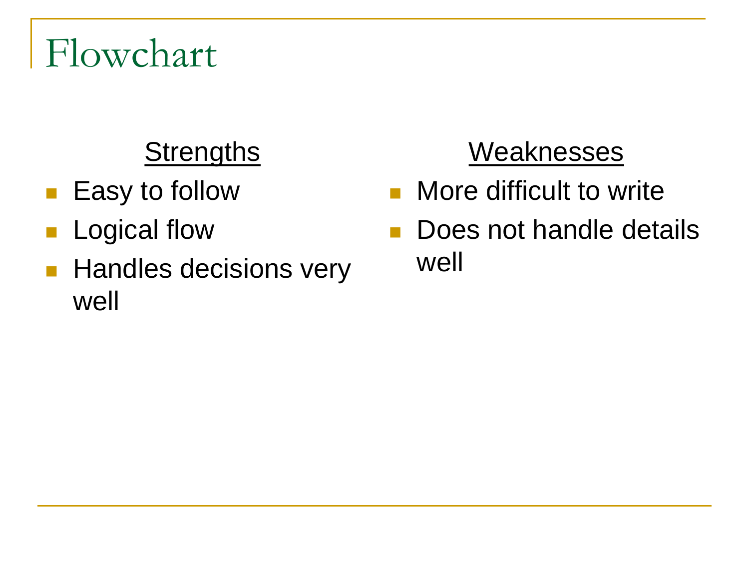# Flowchart

**Strengths**

- Easy to follow
- Logical flow
- Handles decisions very well

**Weaknesses**

- More difficult to write
- Does not handle details well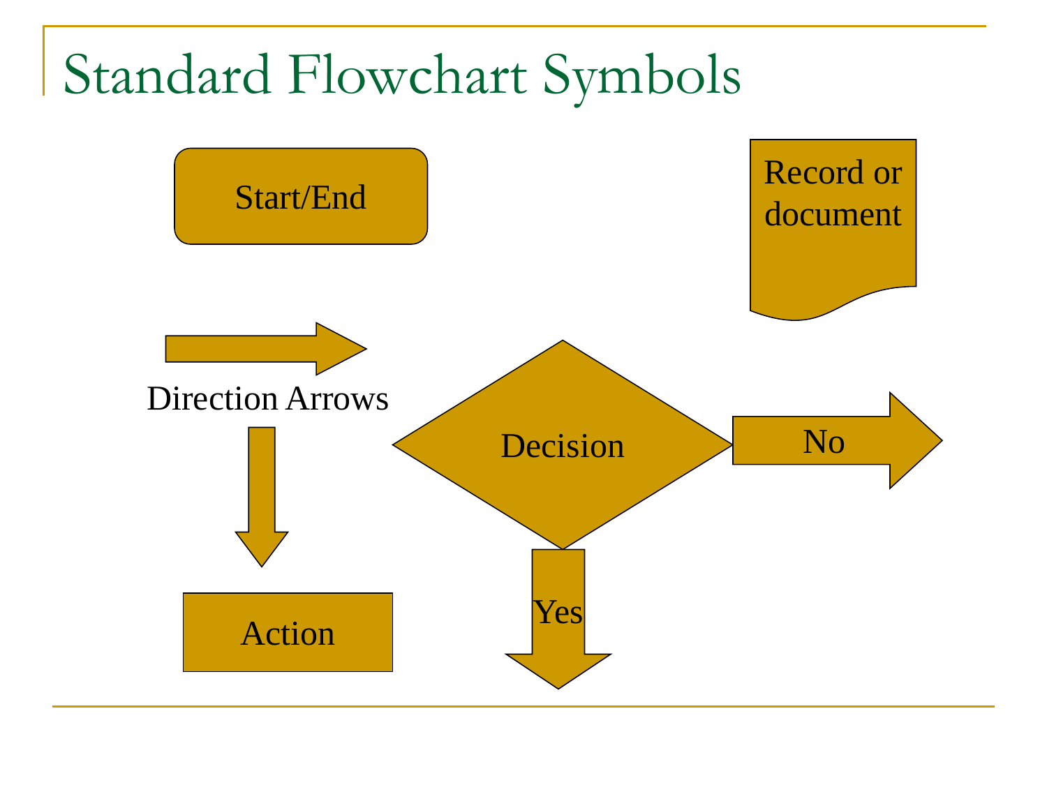# Standard Flowchart Symbols

Start/End

Record or document

Direction Arrows

Decision

No

Yes

Action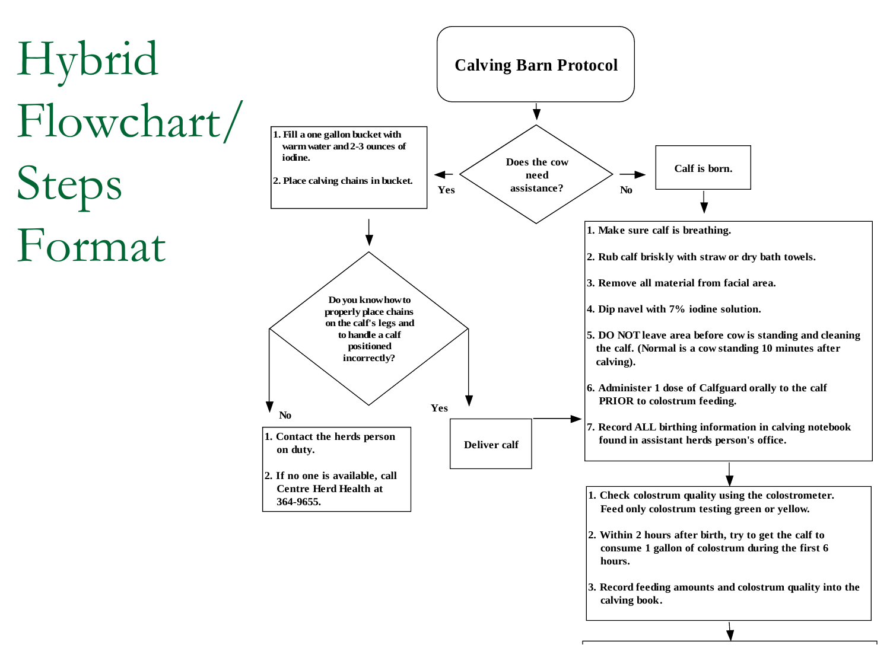# Hybrid Flowchart/ Steps Format

**Calving Barn Protocol**

**Does the cow need assistance?**

**Yes:**

1. Fill a one gallon bucket with warm water and 2-3 ounces of iodine.
2. Place calving chains in bucket.

**Do you know how to properly place chains on the calf's legs and to handle a calf positioned incorrectly?**

**No:**

1. Contact the herds person on duty.
2. If no one is available, call Centre Herd Health at 364-9655.

**Yes:** Deliver calf

**No:** Calf is born.

1. Make sure calf is breathing.
2. Rub calf briskly with straw or dry bath towels.
3. Remove all material from facial area.
4. Dip navel with 7% iodine solution.
5. DO NOT leave area before cow is standing and cleaning the calf. (Normal is a cow standing 10 minutes after calving).
6. Administer 1 dose of Calfguard orally to the calf PRIOR to colostrum feeding.
7. Record ALL birthing information in calving notebook found in assistant herds person's office.

---

1. Check colostrum quality using the colostrometer. Feed only colostrum testing green or yellow.
2. Within 2 hours after birth, try to get the calf to consume 1 gallon of colostrum during the first 6 hours.
3. Record feeding amounts and colostrum quality into the calving book.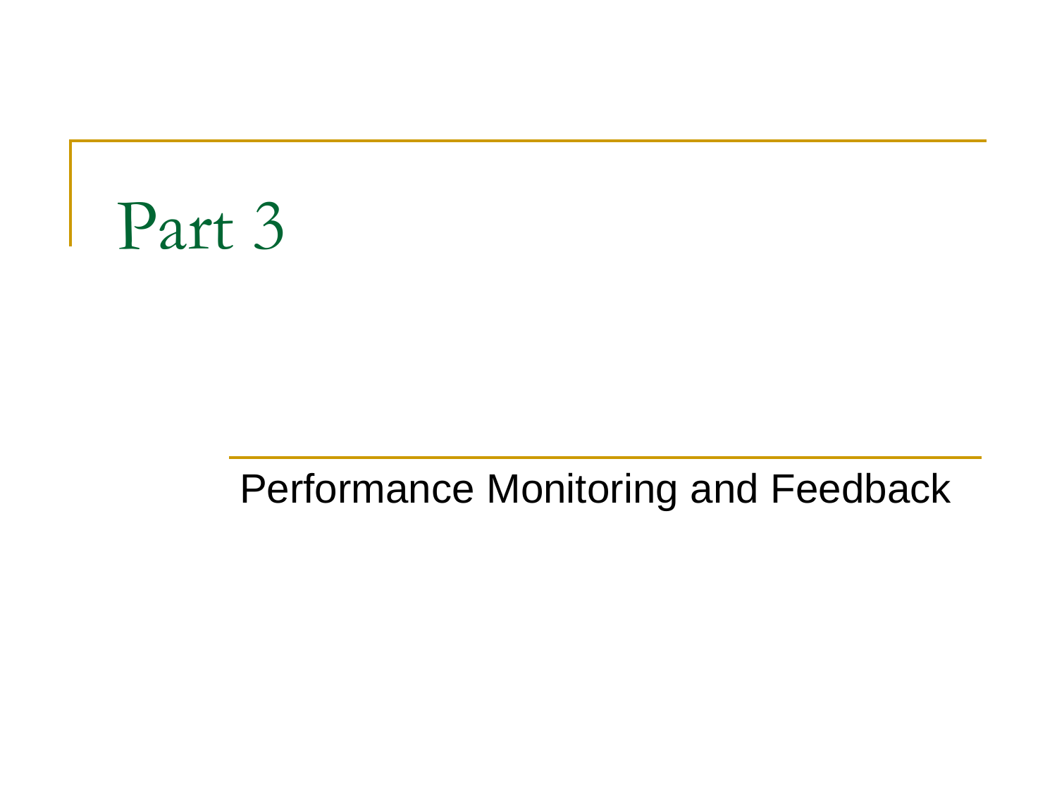# Part 3

## Performance Monitoring and Feedback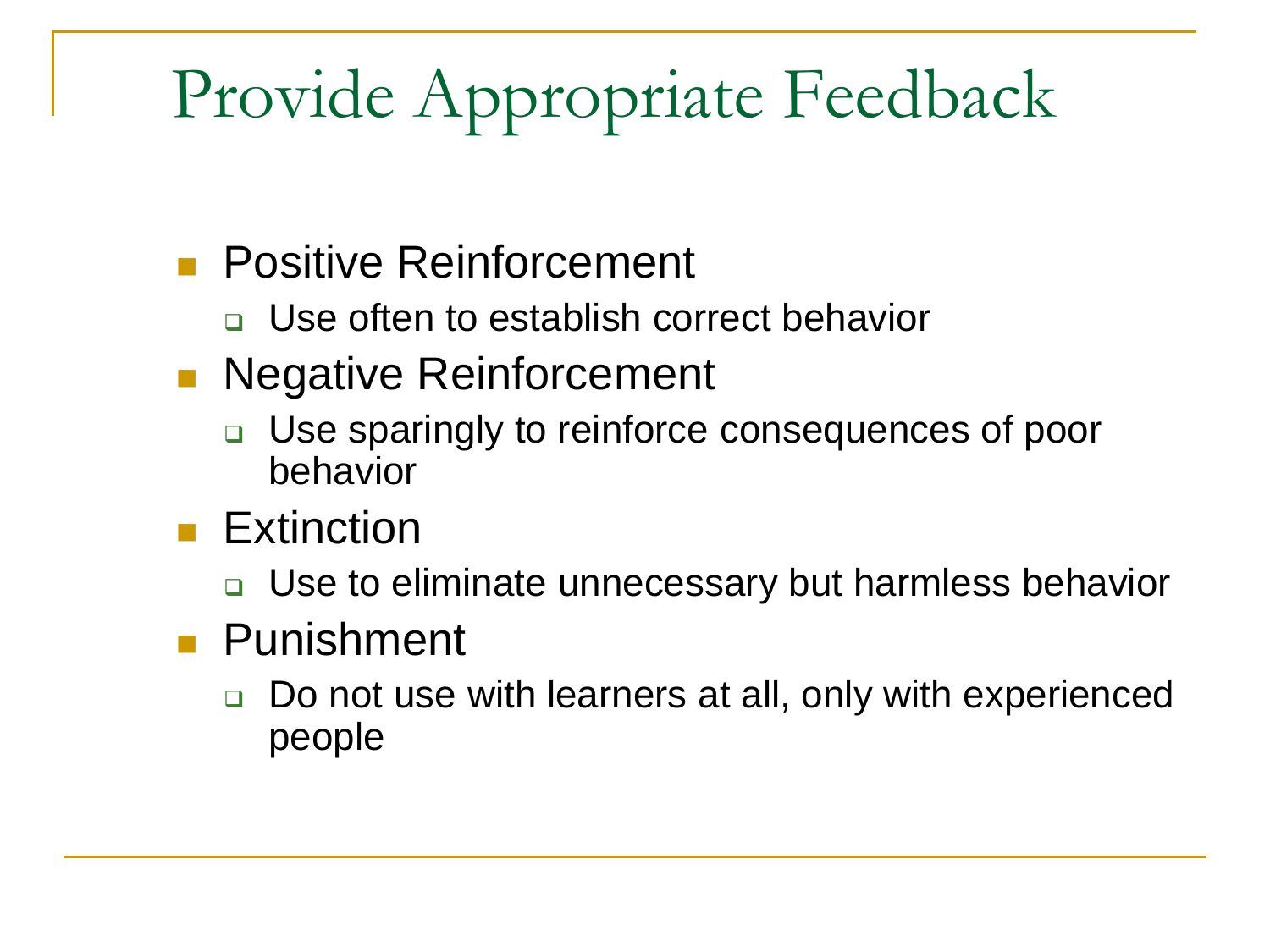# Provide Appropriate Feedback

- Positive Reinforcement
  - Use often to establish correct behavior
- Negative Reinforcement
  - Use sparingly to reinforce consequences of poor behavior
- Extinction
  - Use to eliminate unnecessary but harmless behavior
- Punishment
  - Do not use with learners at all, only with experienced people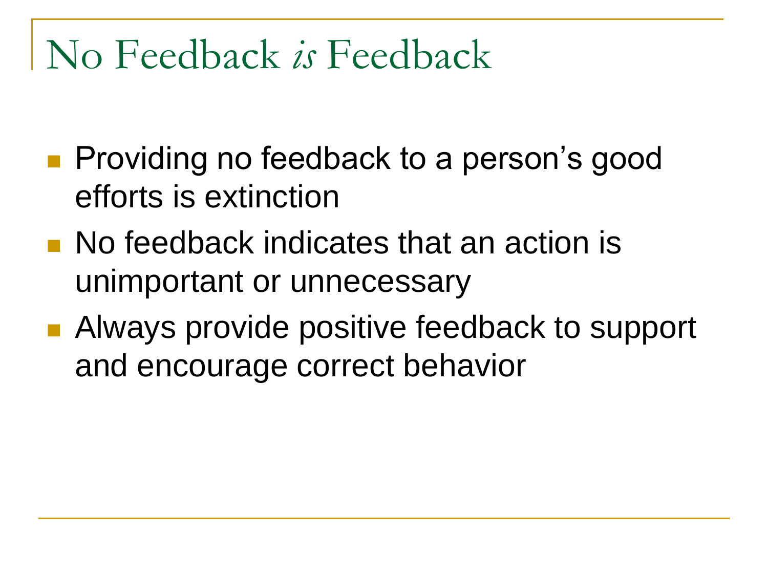# No Feedback *is* Feedback

- Providing no feedback to a person's good efforts is extinction
- No feedback indicates that an action is unimportant or unnecessary
- Always provide positive feedback to support and encourage correct behavior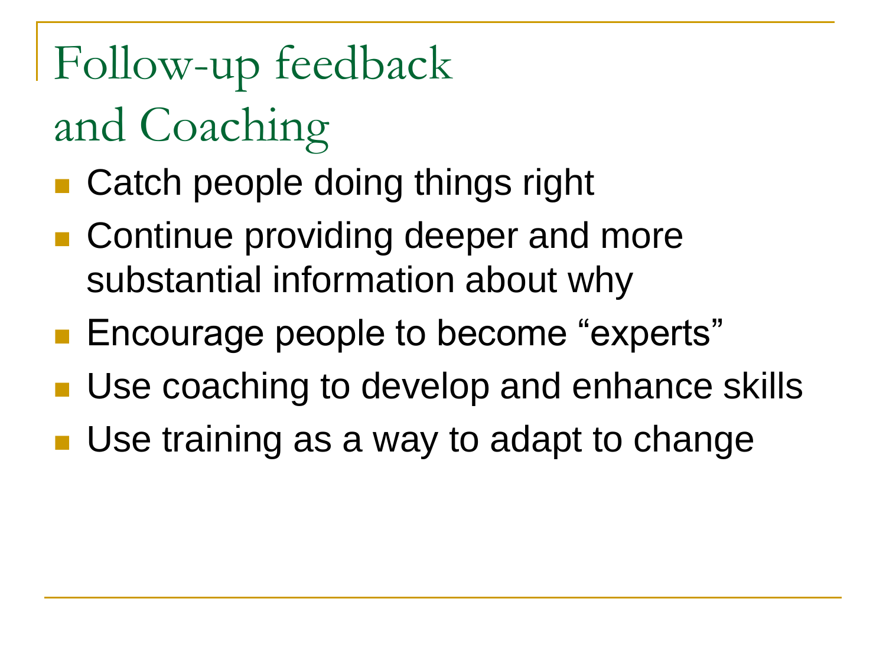# Follow-up feedback and Coaching

- Catch people doing things right
- Continue providing deeper and more substantial information about why
- Encourage people to become “experts”
- Use coaching to develop and enhance skills
- Use training as a way to adapt to change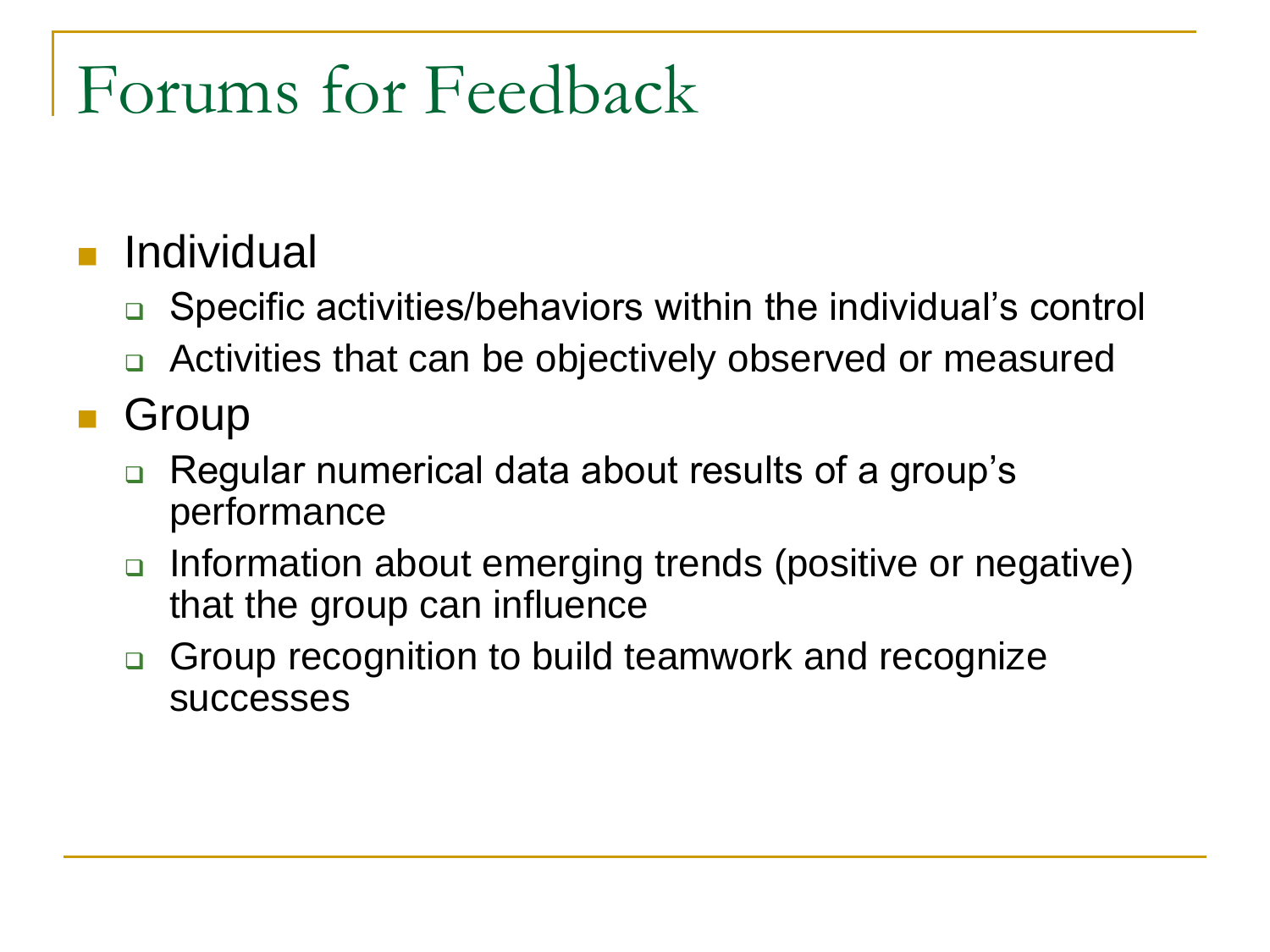# Forums for Feedback

- Individual
  - Specific activities/behaviors within the individual's control
  - Activities that can be objectively observed or measured
- Group
  - Regular numerical data about results of a group's performance
  - Information about emerging trends (positive or negative) that the group can influence
  - Group recognition to build teamwork and recognize successes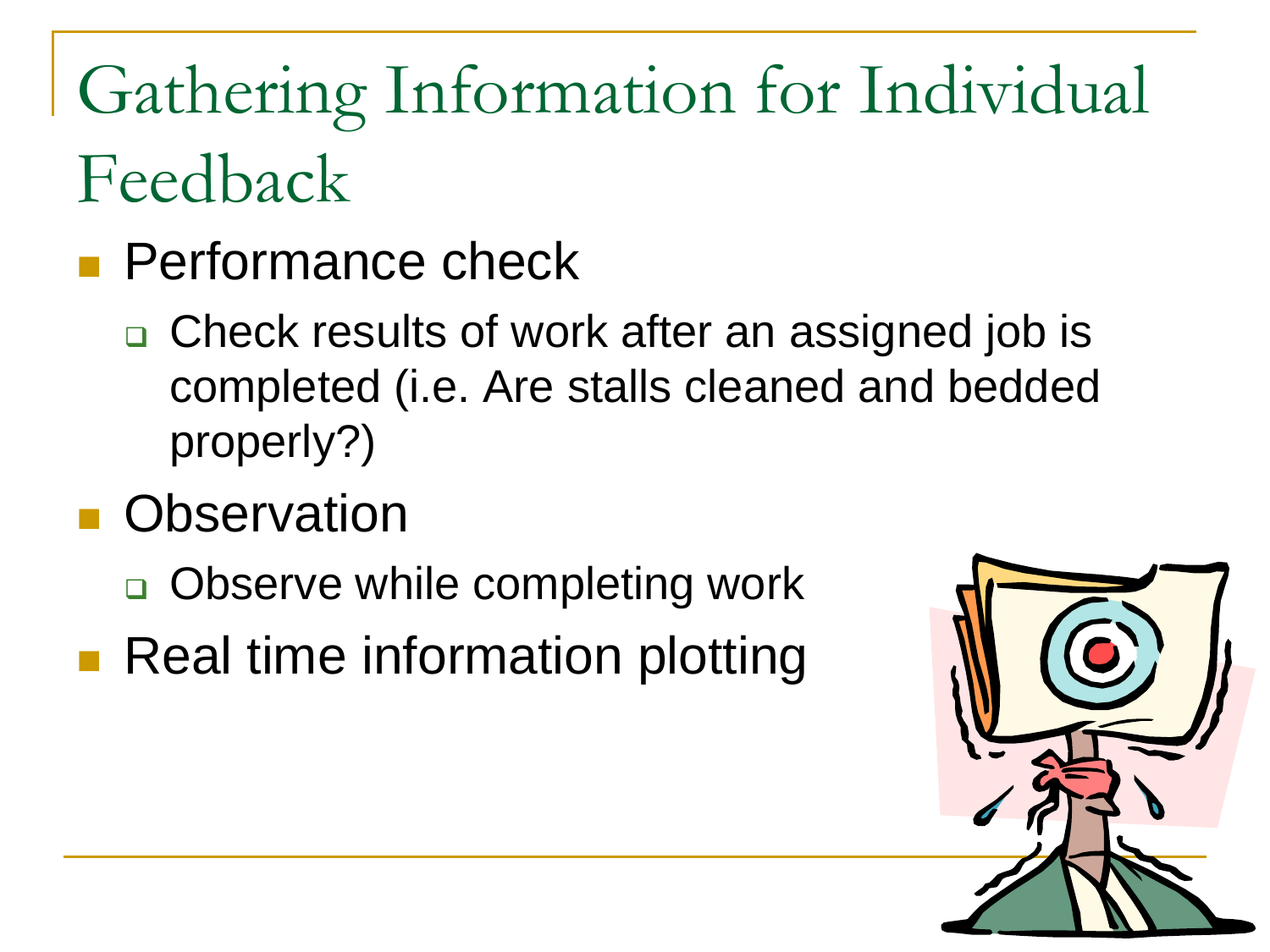# Gathering Information for Individual Feedback

- Performance check
  - Check results of work after an assigned job is completed (i.e. Are stalls cleaned and bedded properly?)
- Observation
  - Observe while completing work
- Real time information plotting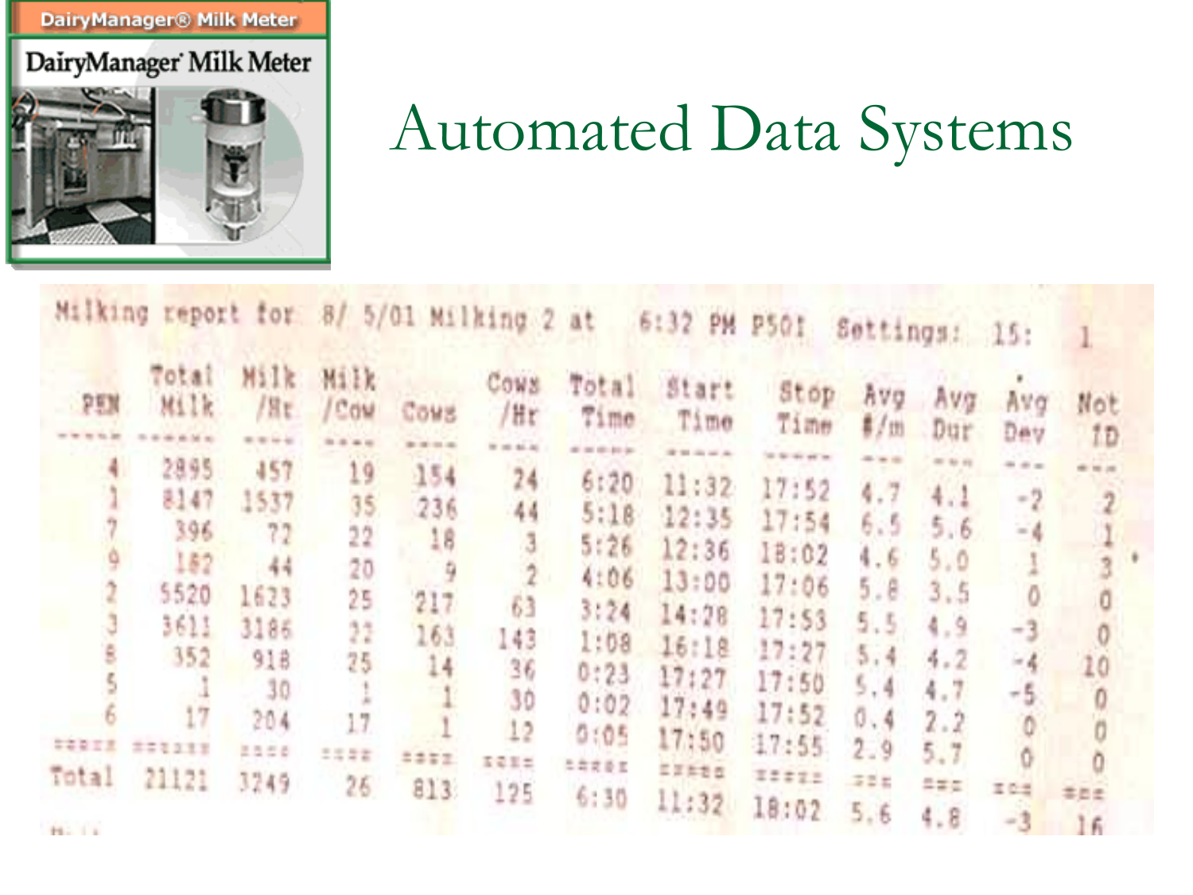# Automated Data Systems

DairyManager® Milk Meter

DairyManager Milk Meter

Milking report for 8/ 5/01 Milking 2 at 6:32 PM P501 Settings: 15: 1

| PEN | Total Milk | Milk /Hr | Milk /Cow | Cows | Cows /Hr | Total Time | Start Time | Stop Time | Avg #/m | Avg Dur | Avg Dev | Not ID |
|---|---|---|---|---|---|---|---|---|---|---|---|---|
| 4 | 2895 | 457 | 19 | 154 | 24 | 6:20 | 11:32 | 17:52 | 4.7 | 4.1 | -2 | 2 |
| 1 | 8147 | 1537 | 35 | 236 | 44 | 5:18 | 12:35 | 17:54 | 6.5 | 5.6 | -4 | 1 |
| 7 | 396 | 72 | 22 | 18 | 3 | 5:26 | 12:36 | 18:02 | 4.6 | 5.0 | 1 | 3 |
| 9 | 182 | 44 | 20 | 9 | 2 | 4:06 | 13:00 | 17:06 | 5.8 | 3.5 | 0 | 0 |
| 2 | 5520 | 1623 | 25 | 217 | 63 | 3:24 | 14:28 | 17:53 | 5.5 | 4.9 | -3 | 0 |
| 3 | 3611 | 3186 | 22 | 163 | 143 | 1:08 | 16:18 | 17:27 | 5.4 | 4.2 | -4 | 10 |
| 8 | 352 | 918 | 25 | 14 | 36 | 0:23 | 17:27 | 17:50 | 5.4 | 4.7 | -5 | 0 |
| 5 | 1 | 30 | 1 | 1 | 30 | 0:02 | 17:49 | 17:52 | 0.4 | 2.2 | 0 | 0 |
| 6 | 17 | 204 | 17 | 1 | 12 | 0:05 | 17:50 | 17:55 | 2.9 | 5.7 | 0 | 0 |
| Total | 21121 | 3249 | 26 | 813 | 125 | 6:30 | 11:32 | 18:02 | 5.6 | 4.8 | -3 | 16 |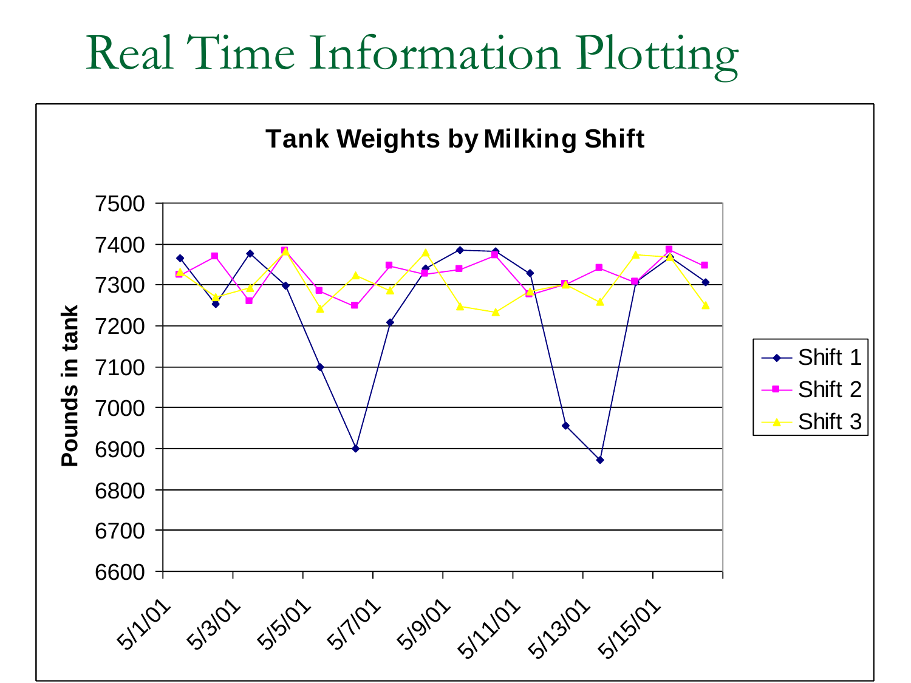# Real Time Information Plotting

**Tank Weights by Milking Shift**

Pounds in tank

7500
7400
7300
7200
7100
7000
6900
6800
6700
6600

5/1/01 5/3/01 5/5/01 5/7/01 5/9/01 5/11/01 5/13/01 5/15/01

- Shift 1
- Shift 2
- Shift 3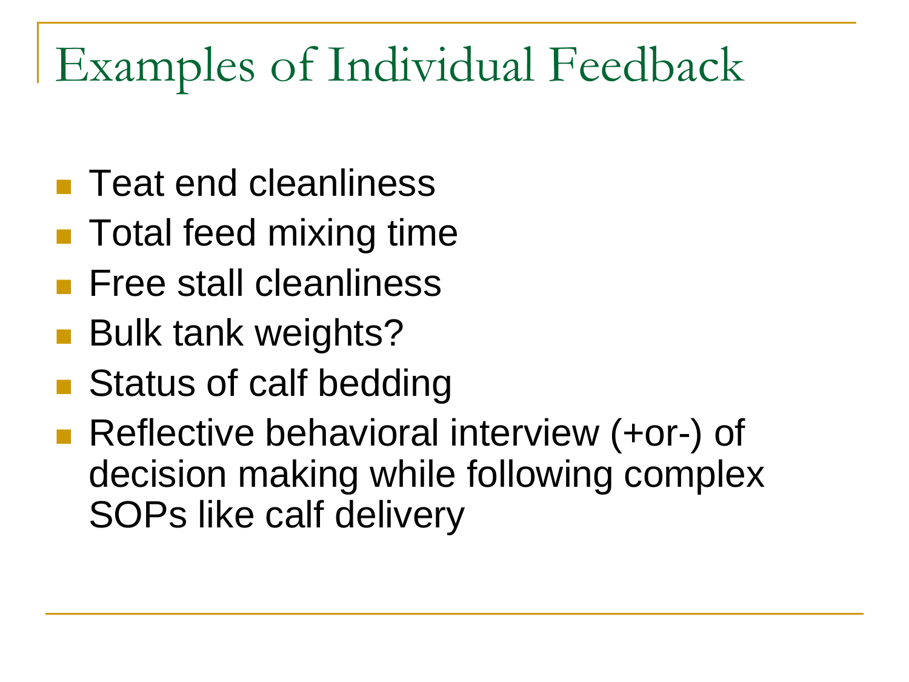# Examples of Individual Feedback

- Teat end cleanliness
- Total feed mixing time
- Free stall cleanliness
- Bulk tank weights?
- Status of calf bedding
- Reflective behavioral interview (+or-) of decision making while following complex SOPs like calf delivery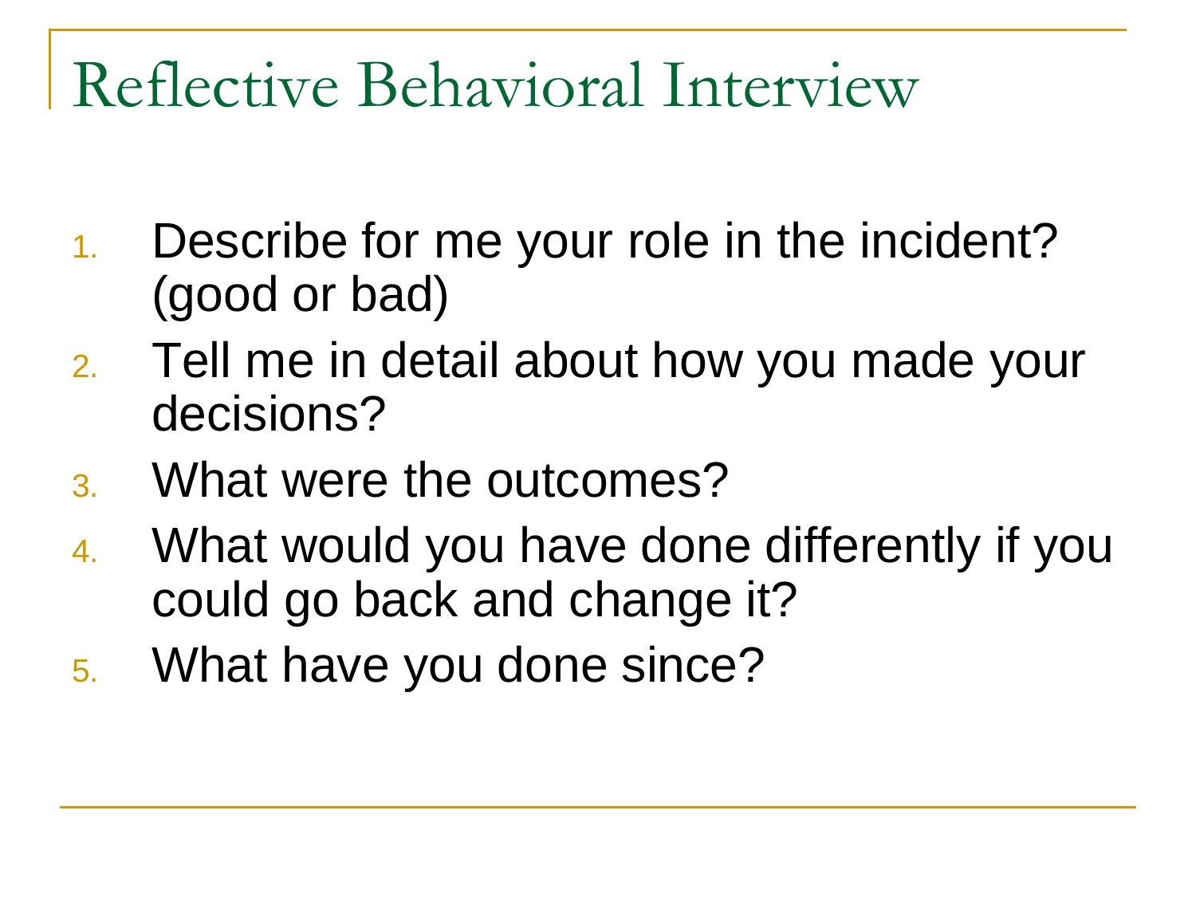# Reflective Behavioral Interview

1. Describe for me your role in the incident? (good or bad)
2. Tell me in detail about how you made your decisions?
3. What were the outcomes?
4. What would you have done differently if you could go back and change it?
5. What have you done since?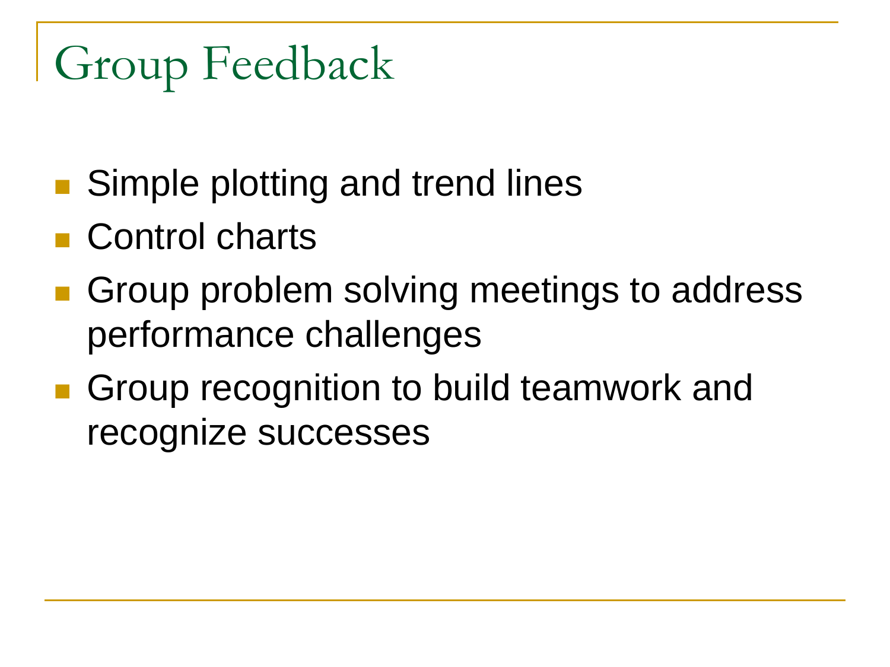# Group Feedback

- Simple plotting and trend lines
- Control charts
- Group problem solving meetings to address performance challenges
- Group recognition to build teamwork and recognize successes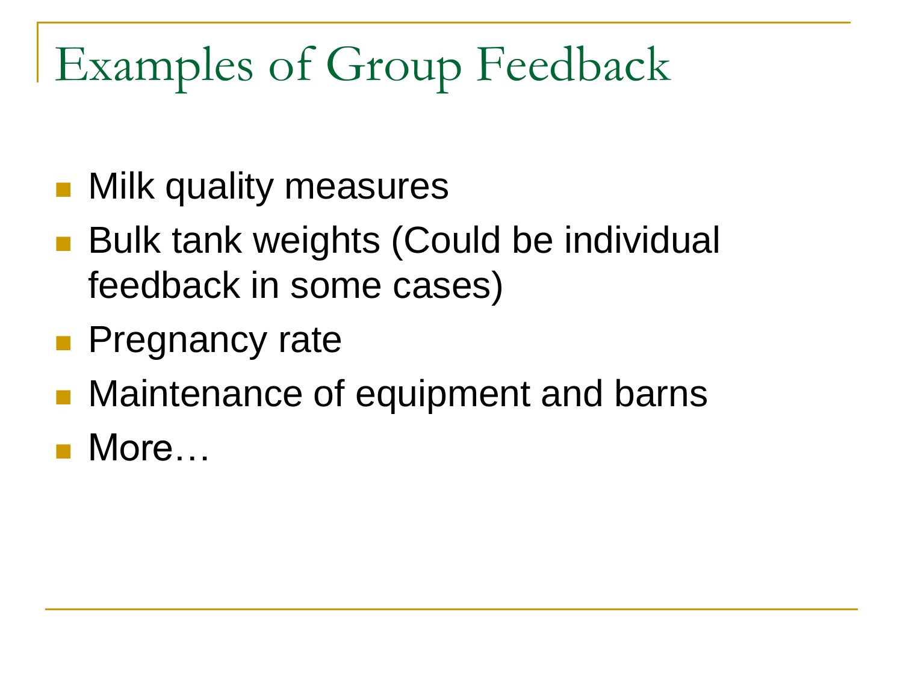# Examples of Group Feedback

- Milk quality measures
- Bulk tank weights (Could be individual feedback in some cases)
- Pregnancy rate
- Maintenance of equipment and barns
- More…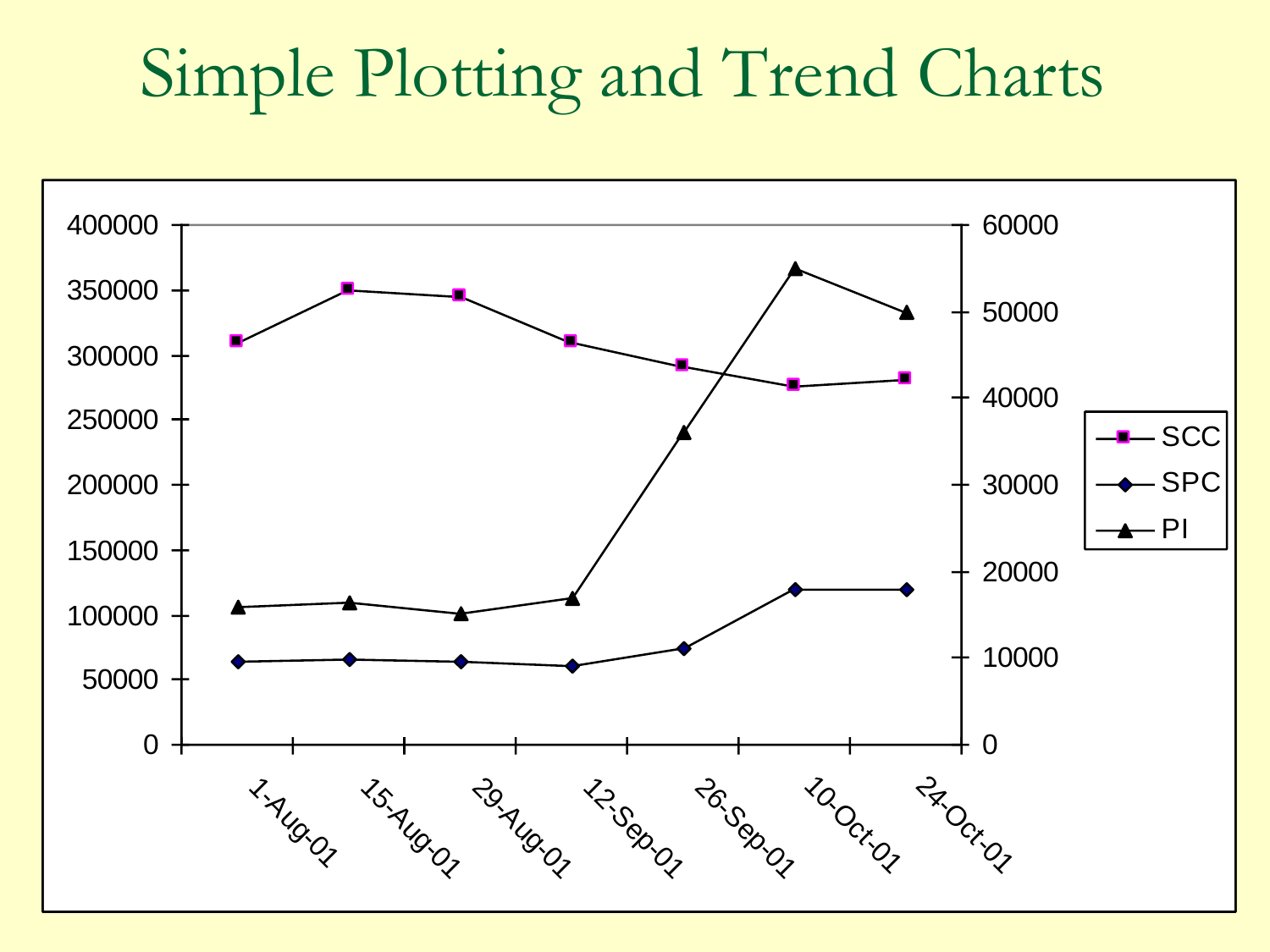# Simple Plotting and Trend Charts

| Date | SCC | SPC | PI |
|---|---|---|---|
| 1-Aug-01 | 311000 | 64000 | 16000 |
| 15-Aug-01 | 351000 | 65000 | 16500 |
| 29-Aug-01 | 345000 | 64000 | 15200 |
| 12-Sep-01 | 310000 | 61000 | 17000 |
| 26-Sep-01 | 292000 | 74000 | 36000 |
| 10-Oct-01 | 276000 | 120000 | 55000 |
| 24-Oct-01 | 281000 | 120000 | 50000 |

Left axis: 0–400000 (SCC, SPC); right axis: 0–60000 (PI).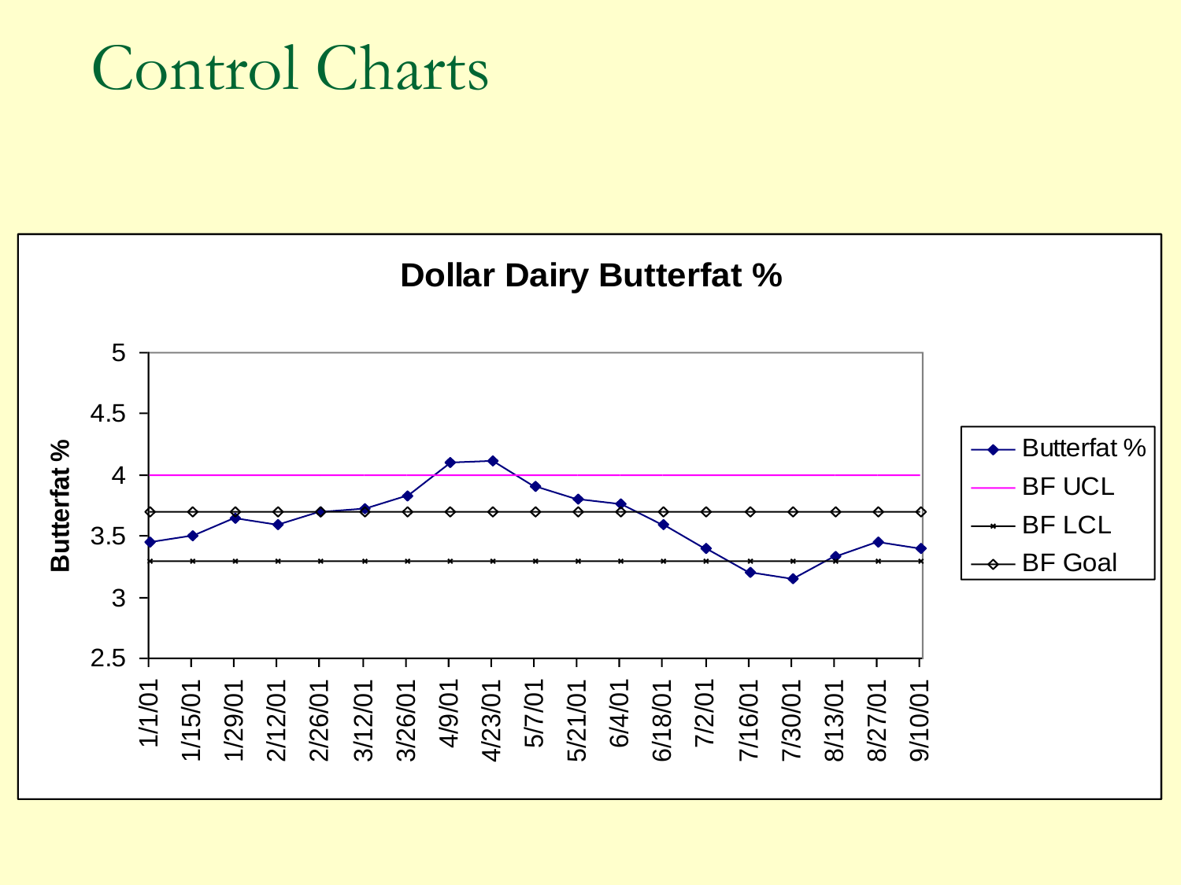# Control Charts

**Dollar Dairy Butterfat %**

Butterfat %

5
4.5
4
3.5
3
2.5

1/1/01, 1/15/01, 1/29/01, 2/12/01, 2/26/01, 3/12/01, 3/26/01, 4/9/01, 4/23/01, 5/7/01, 5/21/01, 6/4/01, 6/18/01, 7/2/01, 7/16/01, 7/30/01, 8/13/01, 8/27/01, 9/10/01

- Butterfat %
- BF UCL
- BF LCL
- BF Goal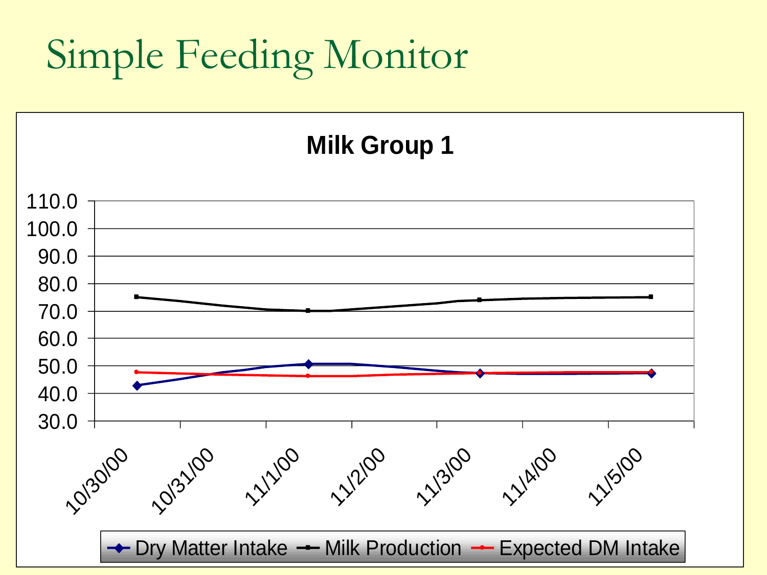# Simple Feeding Monitor

**Milk Group 1**

Y-axis: 30.0, 40.0, 50.0, 60.0, 70.0, 80.0, 90.0, 100.0, 110.0

X-axis: 10/30/00, 10/31/00, 11/1/00, 11/2/00, 11/3/00, 11/4/00, 11/5/00

Legend: Dry Matter Intake, Milk Production, Expected DM Intake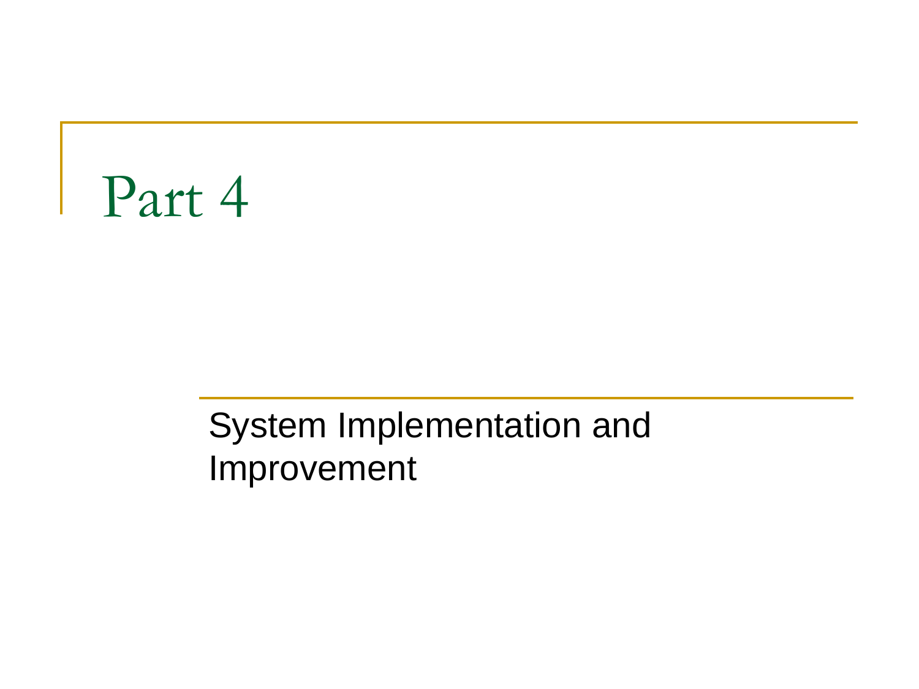# Part 4

System Implementation and Improvement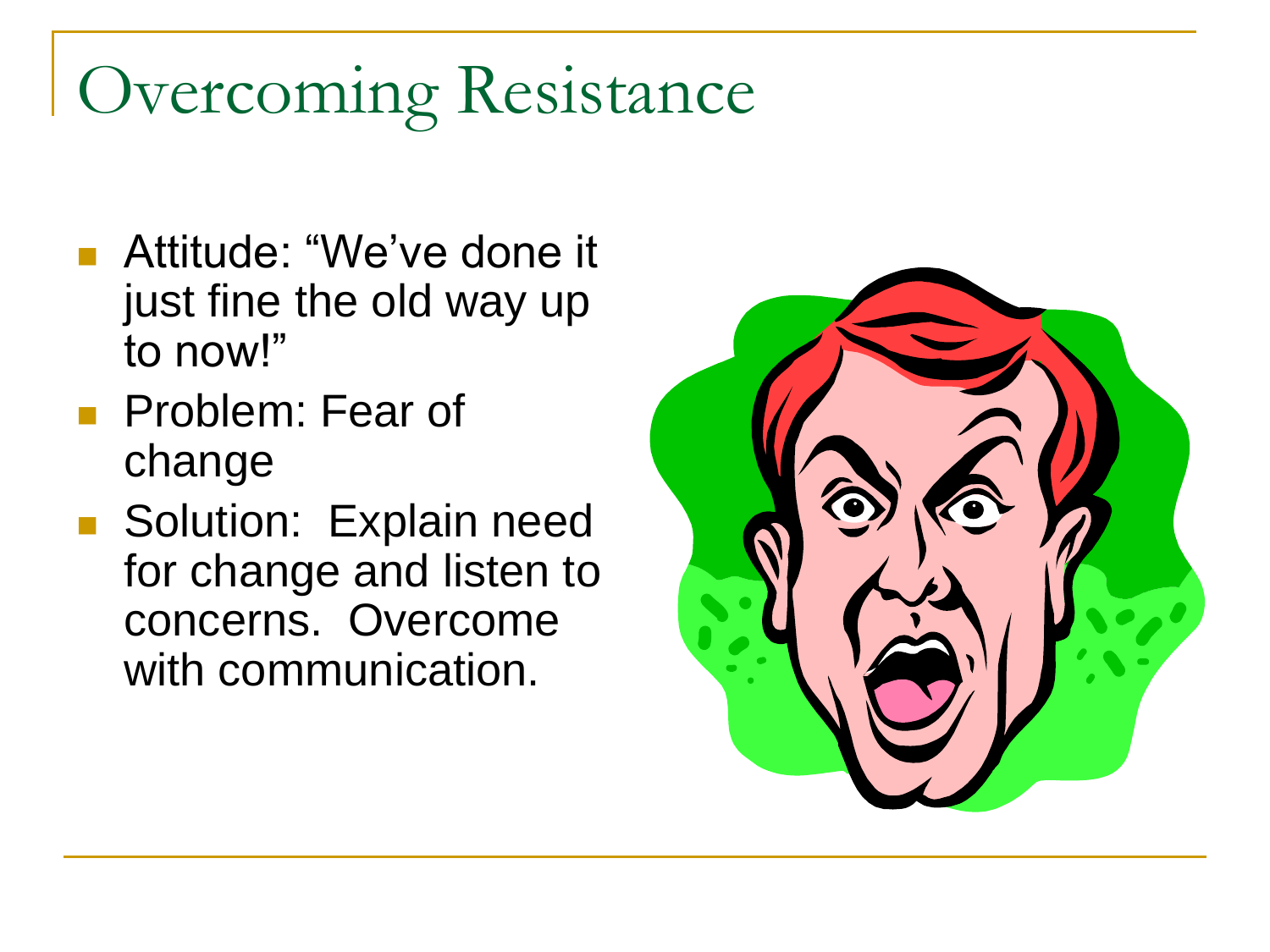# Overcoming Resistance

- Attitude: "We've done it just fine the old way up to now!"
- Problem: Fear of change
- Solution: Explain need for change and listen to concerns. Overcome with communication.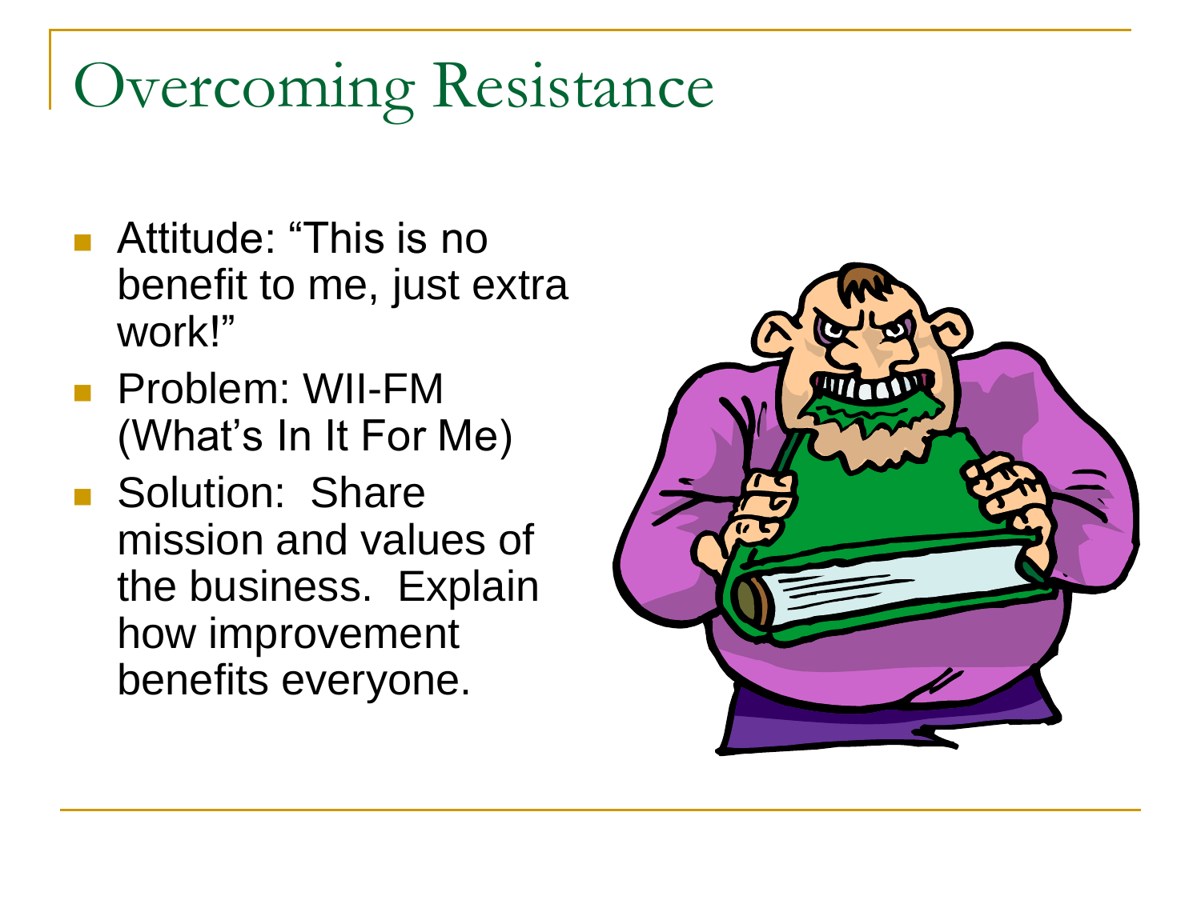# Overcoming Resistance

- Attitude: "This is no benefit to me, just extra work!"
- Problem: WII-FM (What's In It For Me)
- Solution: Share mission and values of the business. Explain how improvement benefits everyone.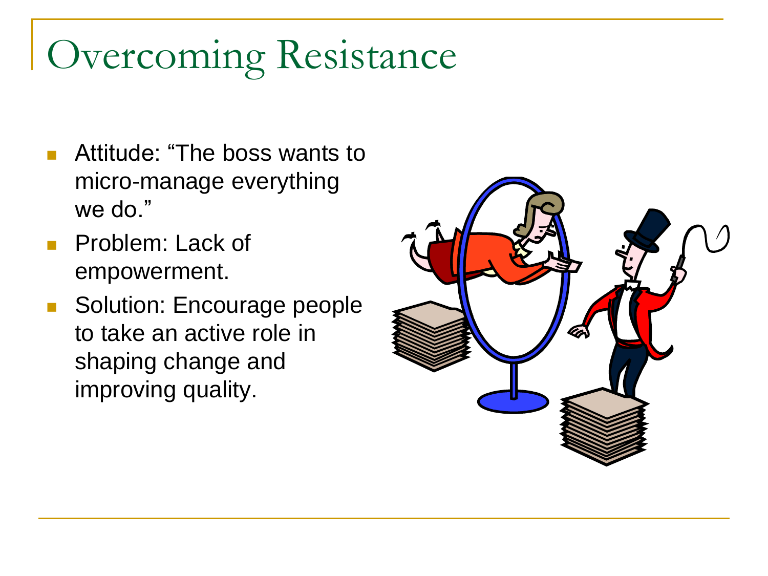# Overcoming Resistance

- Attitude: “The boss wants to micro-manage everything we do.”
- Problem: Lack of empowerment.
- Solution: Encourage people to take an active role in shaping change and improving quality.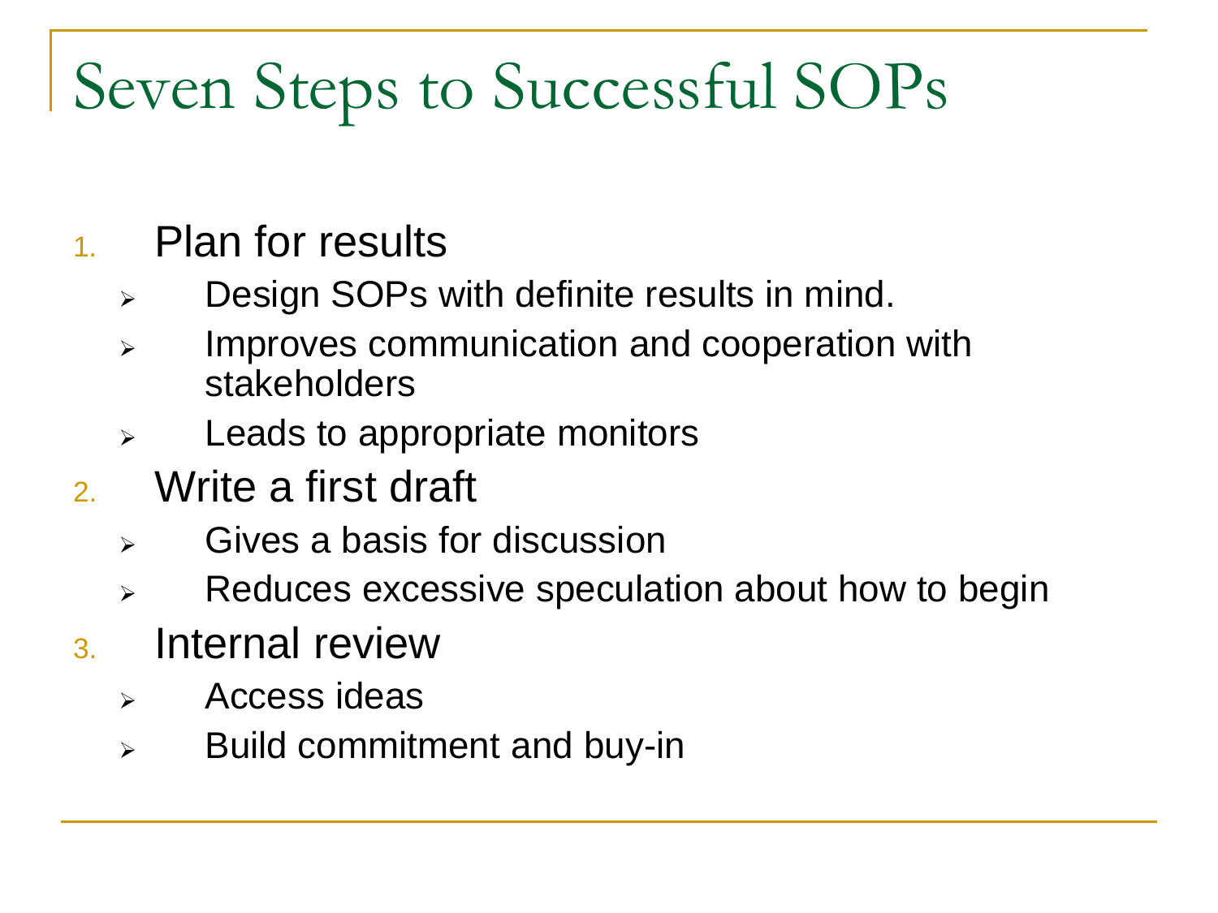# Seven Steps to Successful SOPs

1. Plan for results
   - Design SOPs with definite results in mind.
   - Improves communication and cooperation with stakeholders
   - Leads to appropriate monitors
2. Write a first draft
   - Gives a basis for discussion
   - Reduces excessive speculation about how to begin
3. Internal review
   - Access ideas
   - Build commitment and buy-in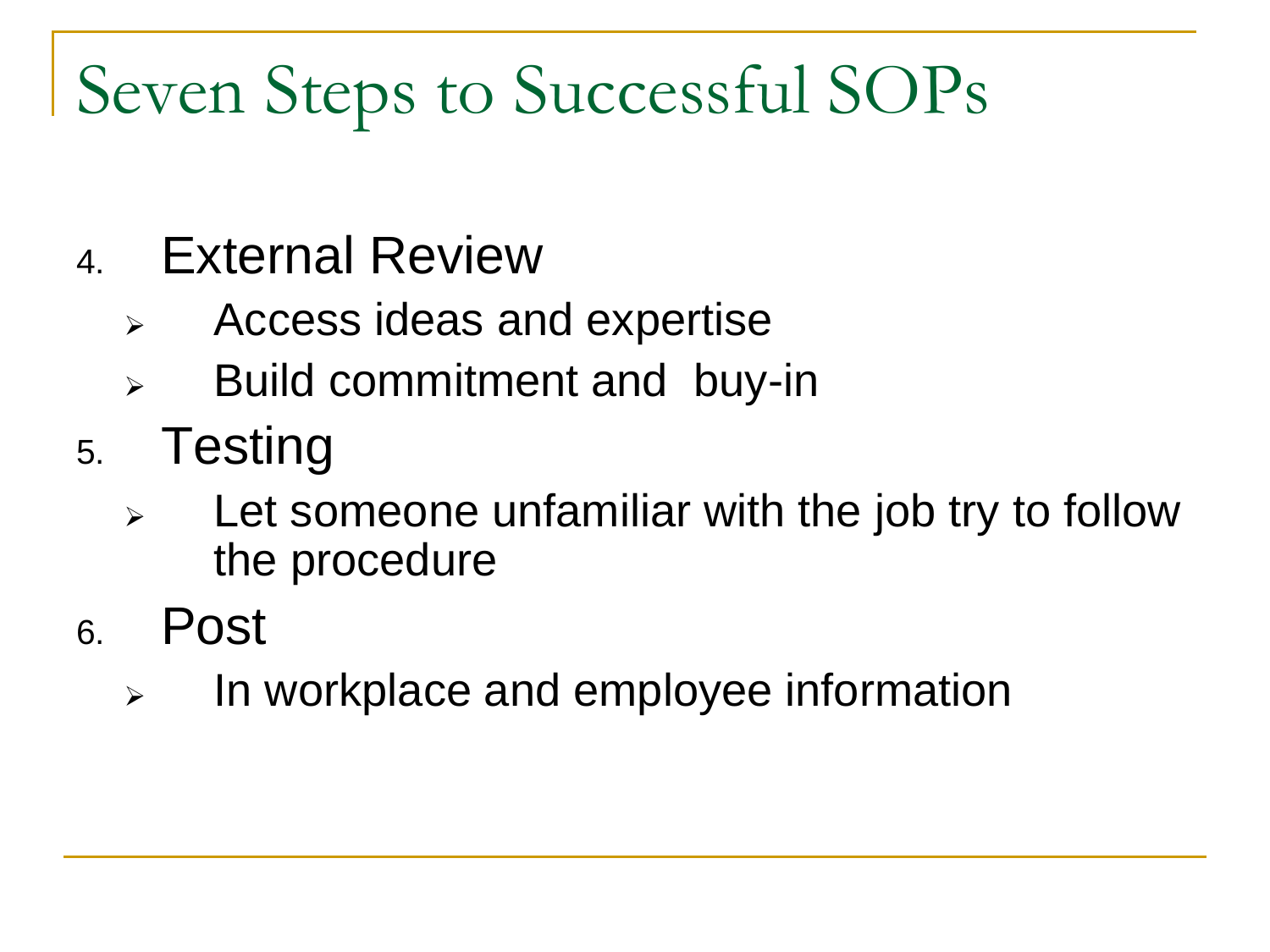# Seven Steps to Successful SOPs

4. External Review
   - Access ideas and expertise
   - Build commitment and buy-in
5. Testing
   - Let someone unfamiliar with the job try to follow the procedure
6. Post
   - In workplace and employee information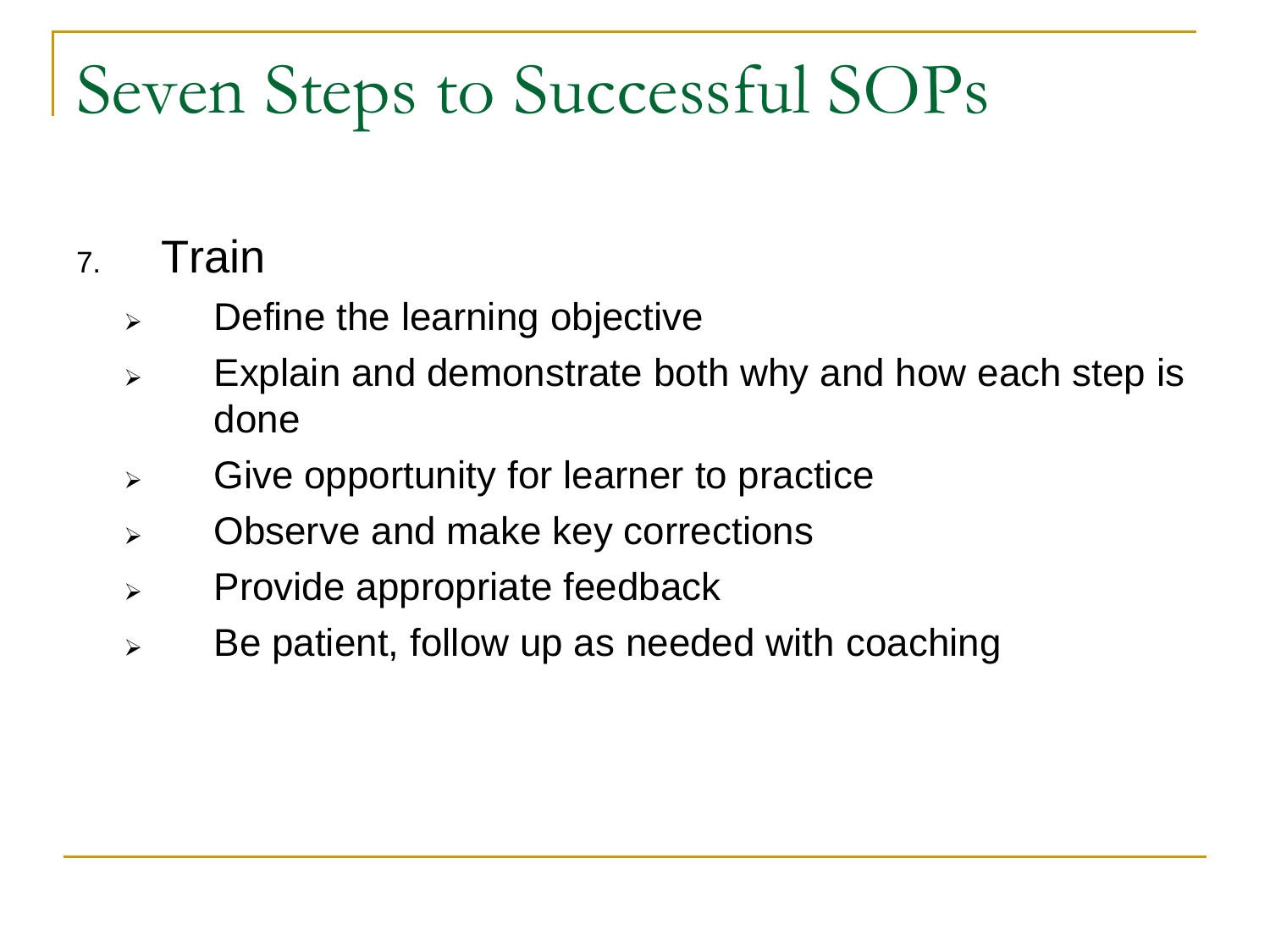# Seven Steps to Successful SOPs

7. Train
   - Define the learning objective
   - Explain and demonstrate both why and how each step is done
   - Give opportunity for learner to practice
   - Observe and make key corrections
   - Provide appropriate feedback
   - Be patient, follow up as needed with coaching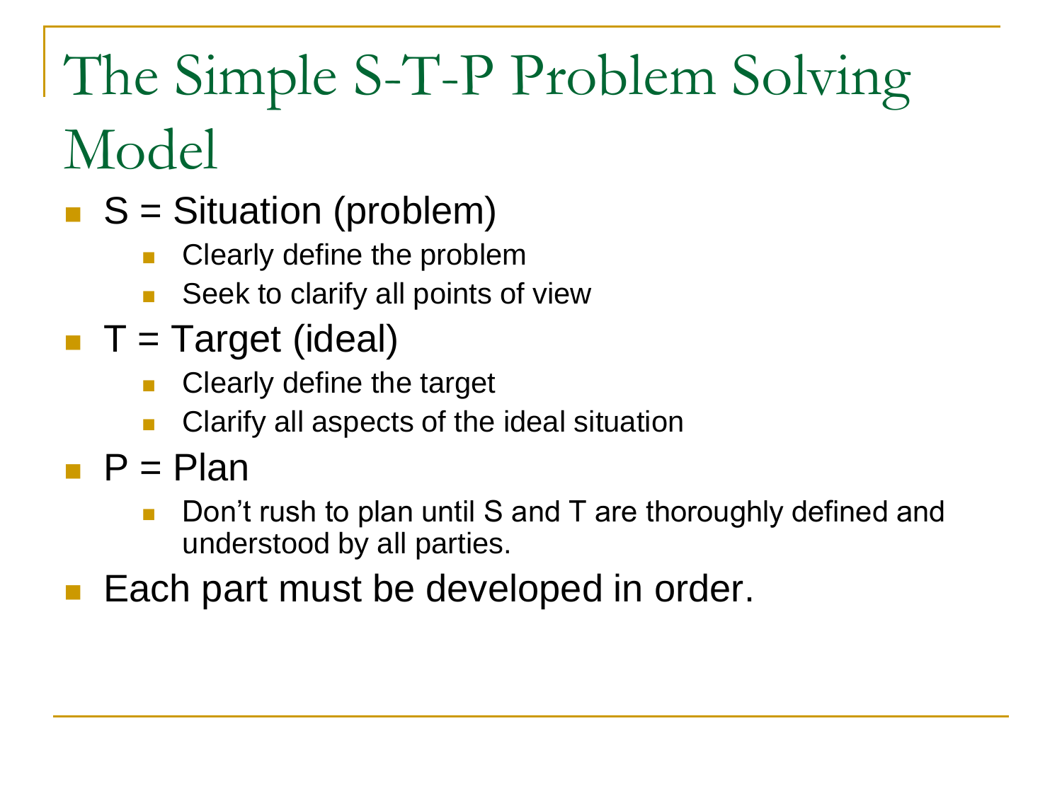# The Simple S-T-P Problem Solving Model

- S = Situation (problem)
  - Clearly define the problem
  - Seek to clarify all points of view
- T = Target (ideal)
  - Clearly define the target
  - Clarify all aspects of the ideal situation
- P = Plan
  - Don't rush to plan until S and T are thoroughly defined and understood by all parties.
- Each part must be developed in order.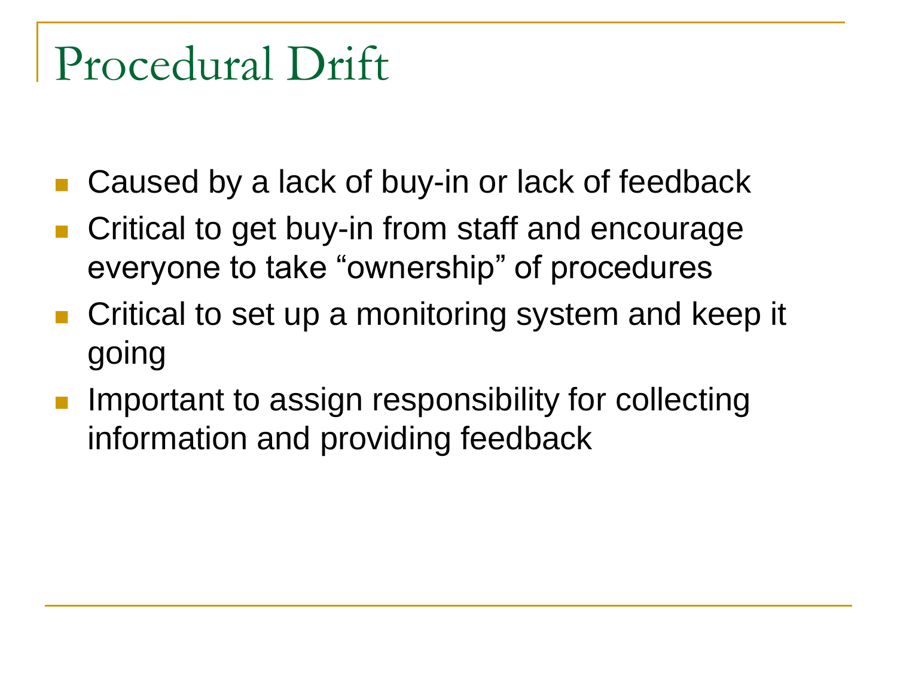# Procedural Drift

- Caused by a lack of buy-in or lack of feedback
- Critical to get buy-in from staff and encourage everyone to take "ownership" of procedures
- Critical to set up a monitoring system and keep it going
- Important to assign responsibility for collecting information and providing feedback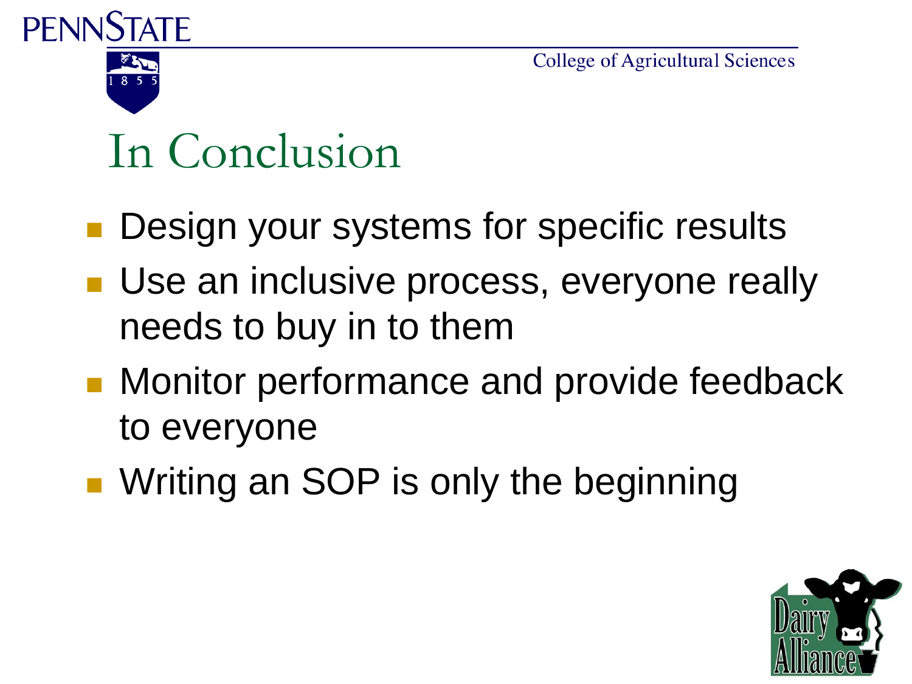# In Conclusion

- Design your systems for specific results
- Use an inclusive process, everyone really needs to buy in to them
- Monitor performance and provide feedback to everyone
- Writing an SOP is only the beginning